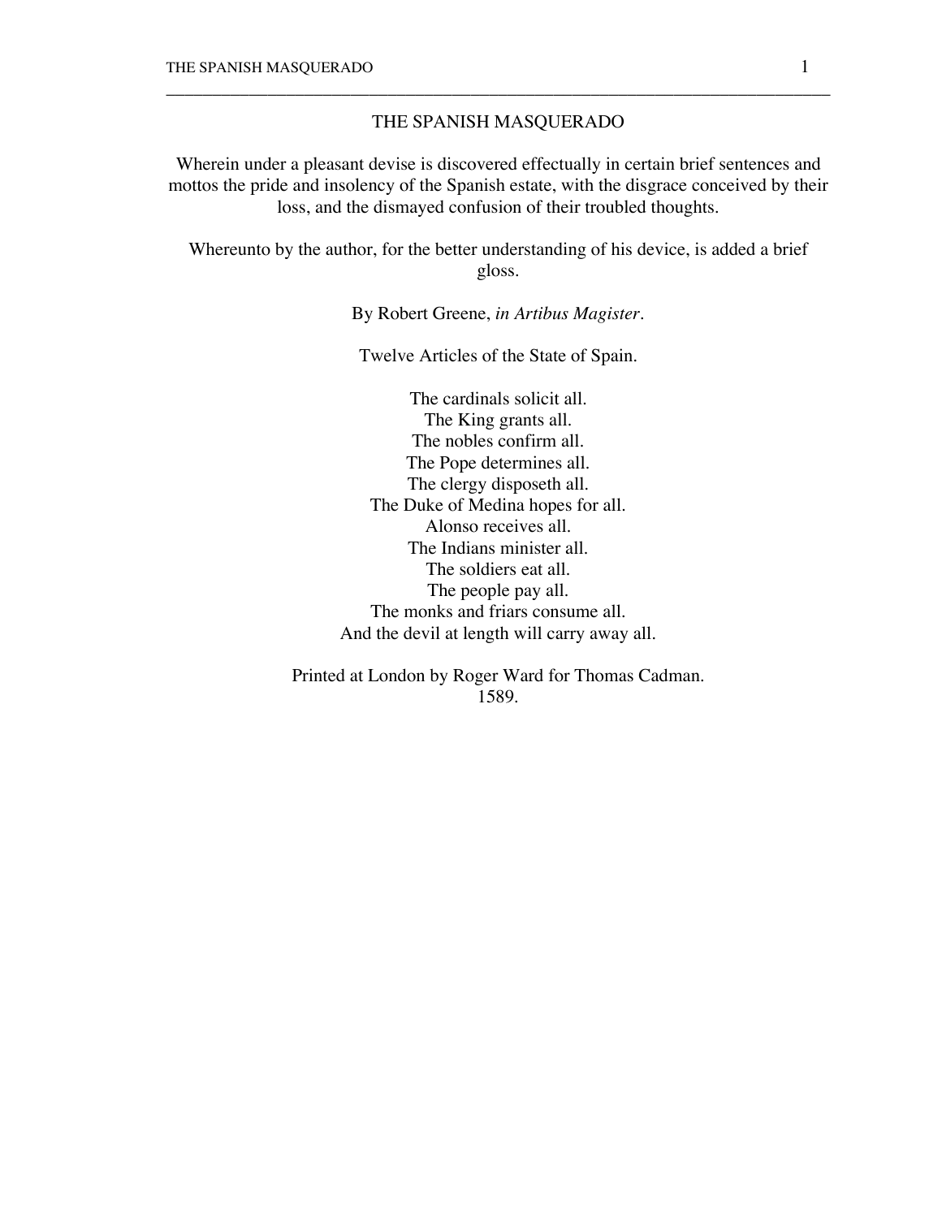# THE SPANISH MASQUERADO

Wherein under a pleasant devise is discovered effectually in certain brief sentences and mottos the pride and insolency of the Spanish estate, with the disgrace conceived by their loss, and the dismayed confusion of their troubled thoughts.

Whereunto by the author, for the better understanding of his device, is added a brief gloss.

By Robert Greene, *in Artibus Magister*.

Twelve Articles of the State of Spain.

The cardinals solicit all.
The King grants all.
The nobles confirm all.
The Pope determines all.
The clergy disposeth all.
The Duke of Medina hopes for all.
Alonso receives all.
The Indians minister all.
The soldiers eat all.
The people pay all.
The monks and friars consume all.
And the devil at length will carry away all.

Printed at London by Roger Ward for Thomas Cadman.
1589.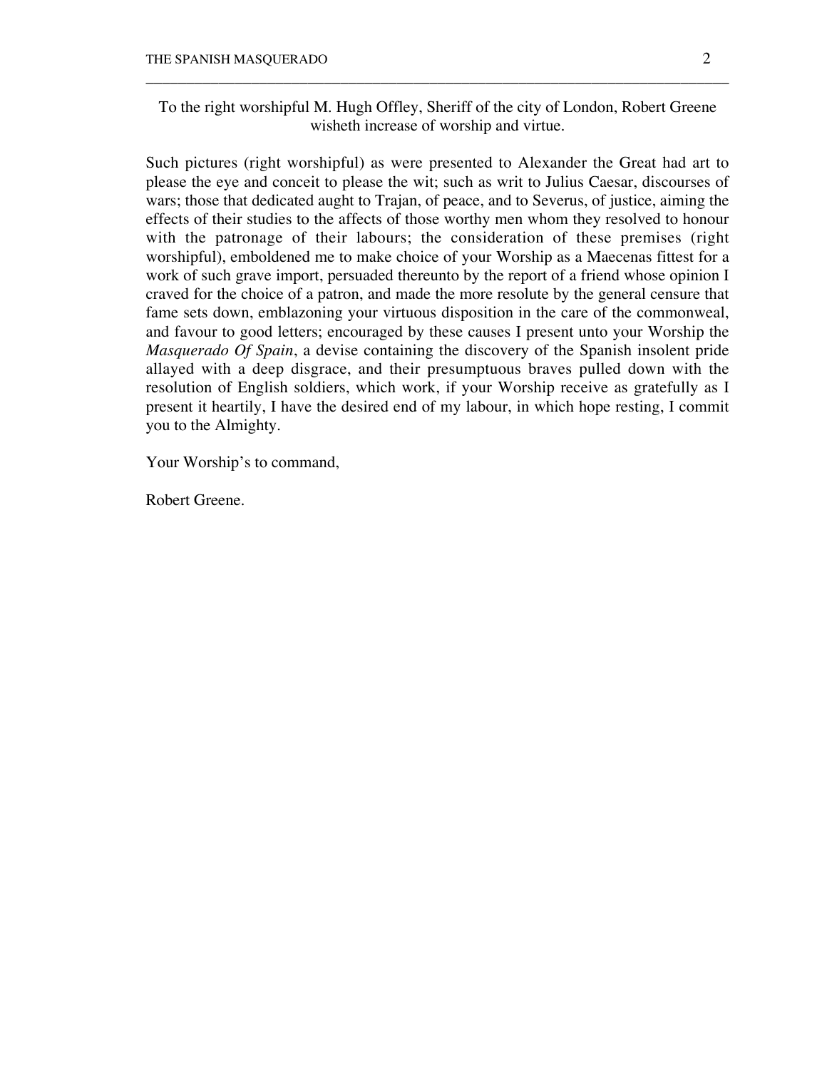To the right worshipful M. Hugh Offley, Sheriff of the city of London, Robert Greene wisheth increase of worship and virtue.

Such pictures (right worshipful) as were presented to Alexander the Great had art to please the eye and conceit to please the wit; such as writ to Julius Caesar, discourses of wars; those that dedicated aught to Trajan, of peace, and to Severus, of justice, aiming the effects of their studies to the affects of those worthy men whom they resolved to honour with the patronage of their labours; the consideration of these premises (right worshipful), emboldened me to make choice of your Worship as a Maecenas fittest for a work of such grave import, persuaded thereunto by the report of a friend whose opinion I craved for the choice of a patron, and made the more resolute by the general censure that fame sets down, emblazoning your virtuous disposition in the care of the commonweal, and favour to good letters; encouraged by these causes I present unto your Worship the *Masquerado Of Spain*, a devise containing the discovery of the Spanish insolent pride allayed with a deep disgrace, and their presumptuous braves pulled down with the resolution of English soldiers, which work, if your Worship receive as gratefully as I present it heartily, I have the desired end of my labour, in which hope resting, I commit you to the Almighty.

Your Worship's to command,

Robert Greene.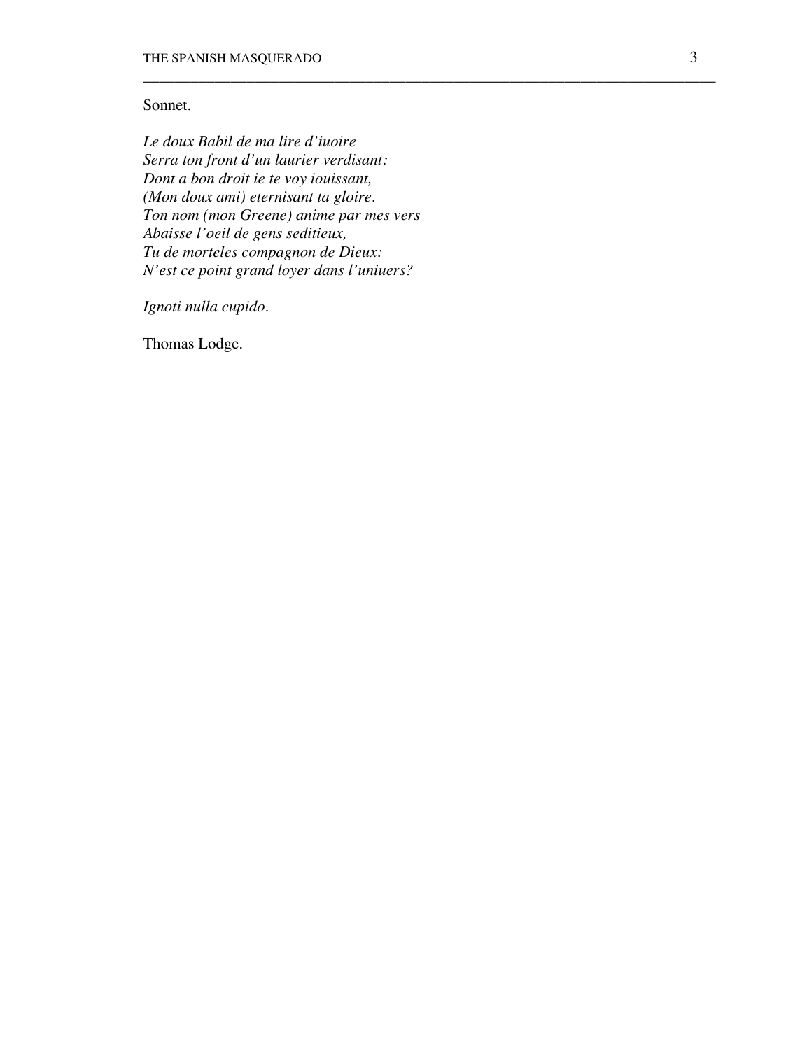Sonnet.

*Le doux Babil de ma lire d'iuoire*  
*Serra ton front d'un laurier verdisant:*  
*Dont a bon droit ie te voy iouissant,*  
*(Mon doux ami) eternisant ta gloire.*  
*Ton nom (mon Greene) anime par mes vers*  
*Abaisse l'oeil de gens seditieux,*  
*Tu de morteles compagnon de Dieux:*  
*N'est ce point grand loyer dans l'uniuers?*

*Ignoti nulla cupido.*

Thomas Lodge.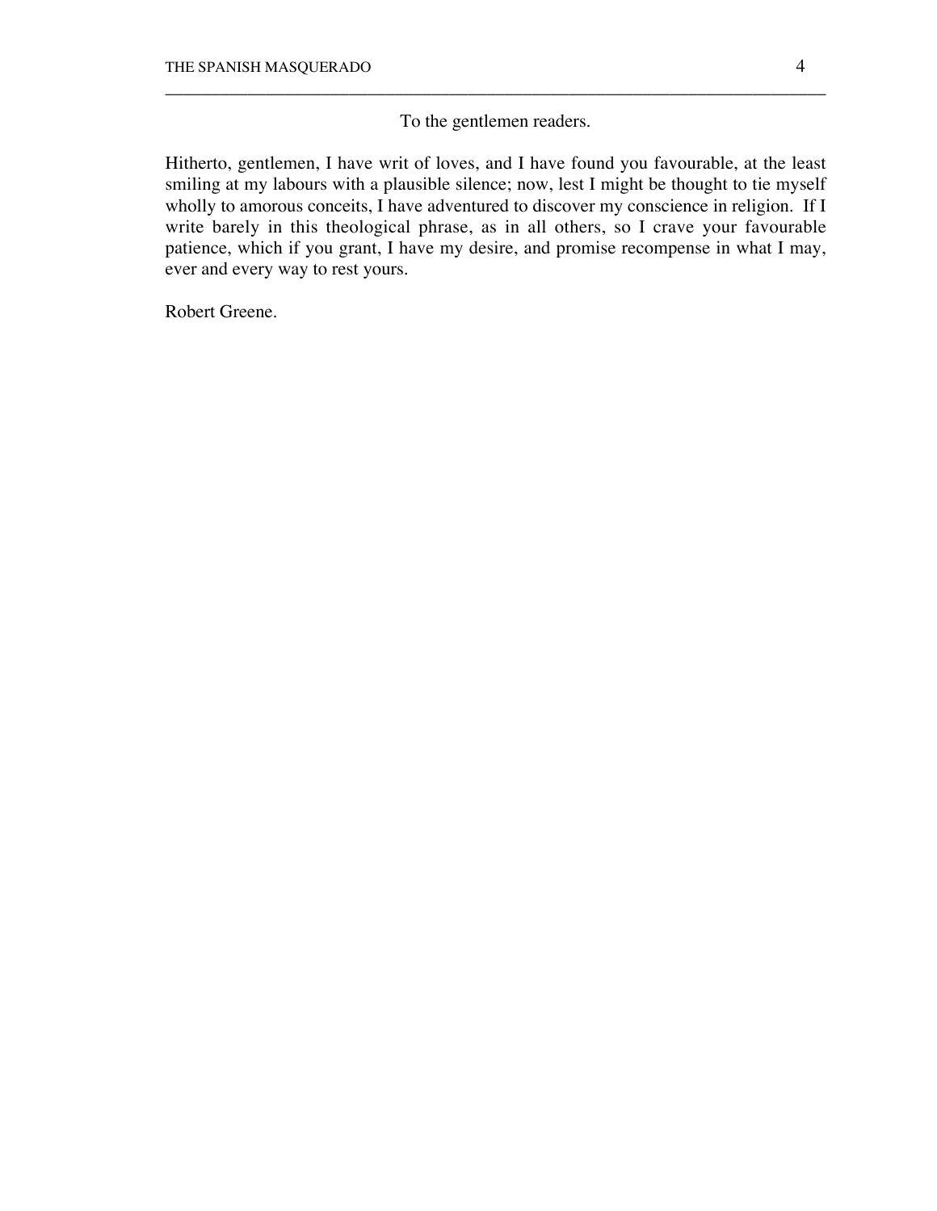## To the gentlemen readers.

Hitherto, gentlemen, I have writ of loves, and I have found you favourable, at the least smiling at my labours with a plausible silence; now, lest I might be thought to tie myself wholly to amorous conceits, I have adventured to discover my conscience in religion. If I write barely in this theological phrase, as in all others, so I crave your favourable patience, which if you grant, I have my desire, and promise recompense in what I may, ever and every way to rest yours.

Robert Greene.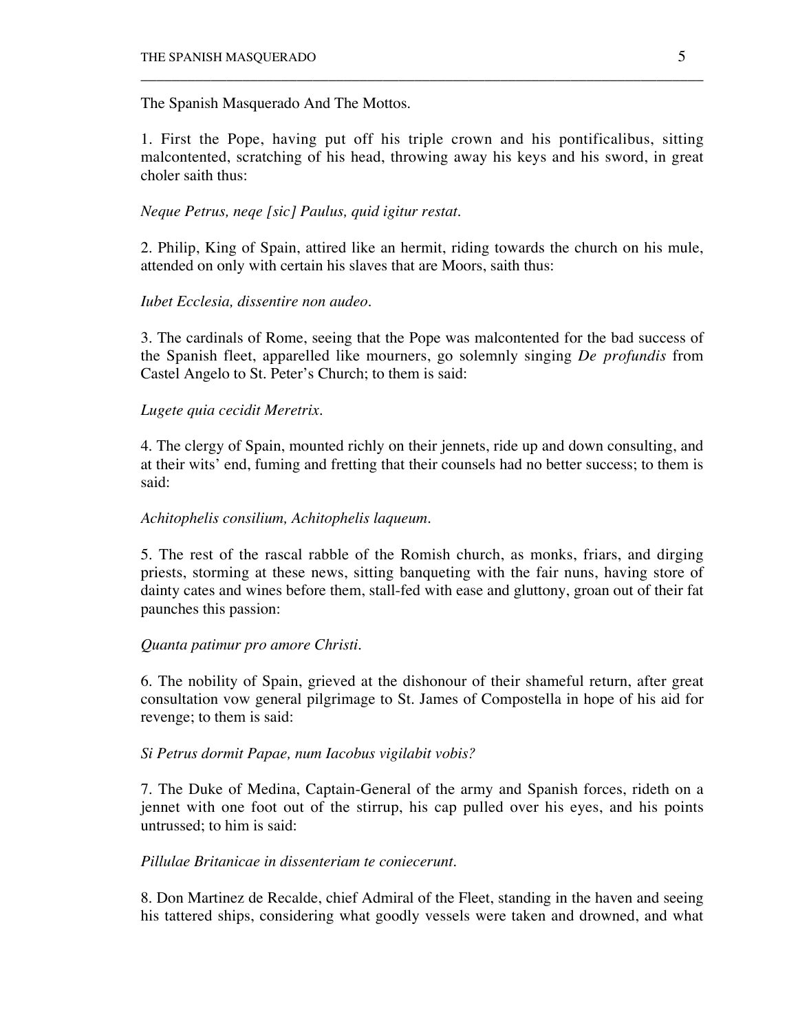The Spanish Masquerado And The Mottos.

1. First the Pope, having put off his triple crown and his pontificalibus, sitting malcontented, scratching of his head, throwing away his keys and his sword, in great choler saith thus:

*Neque Petrus, neqe [sic] Paulus, quid igitur restat.*

2. Philip, King of Spain, attired like an hermit, riding towards the church on his mule, attended on only with certain his slaves that are Moors, saith thus:

*Iubet Ecclesia, dissentire non audeo.*

3. The cardinals of Rome, seeing that the Pope was malcontented for the bad success of the Spanish fleet, apparelled like mourners, go solemnly singing *De profundis* from Castel Angelo to St. Peter's Church; to them is said:

*Lugete quia cecidit Meretrix.*

4. The clergy of Spain, mounted richly on their jennets, ride up and down consulting, and at their wits' end, fuming and fretting that their counsels had no better success; to them is said:

*Achitophelis consilium, Achitophelis laqueum.*

5. The rest of the rascal rabble of the Romish church, as monks, friars, and dirging priests, storming at these news, sitting banqueting with the fair nuns, having store of dainty cates and wines before them, stall-fed with ease and gluttony, groan out of their fat paunches this passion:

*Quanta patimur pro amore Christi.*

6. The nobility of Spain, grieved at the dishonour of their shameful return, after great consultation vow general pilgrimage to St. James of Compostella in hope of his aid for revenge; to them is said:

*Si Petrus dormit Papae, num Iacobus vigilabit vobis?*

7. The Duke of Medina, Captain-General of the army and Spanish forces, rideth on a jennet with one foot out of the stirrup, his cap pulled over his eyes, and his points untrussed; to him is said:

*Pillulae Britanicae in dissenteriam te coniecerunt.*

8. Don Martinez de Recalde, chief Admiral of the Fleet, standing in the haven and seeing his tattered ships, considering what goodly vessels were taken and drowned, and what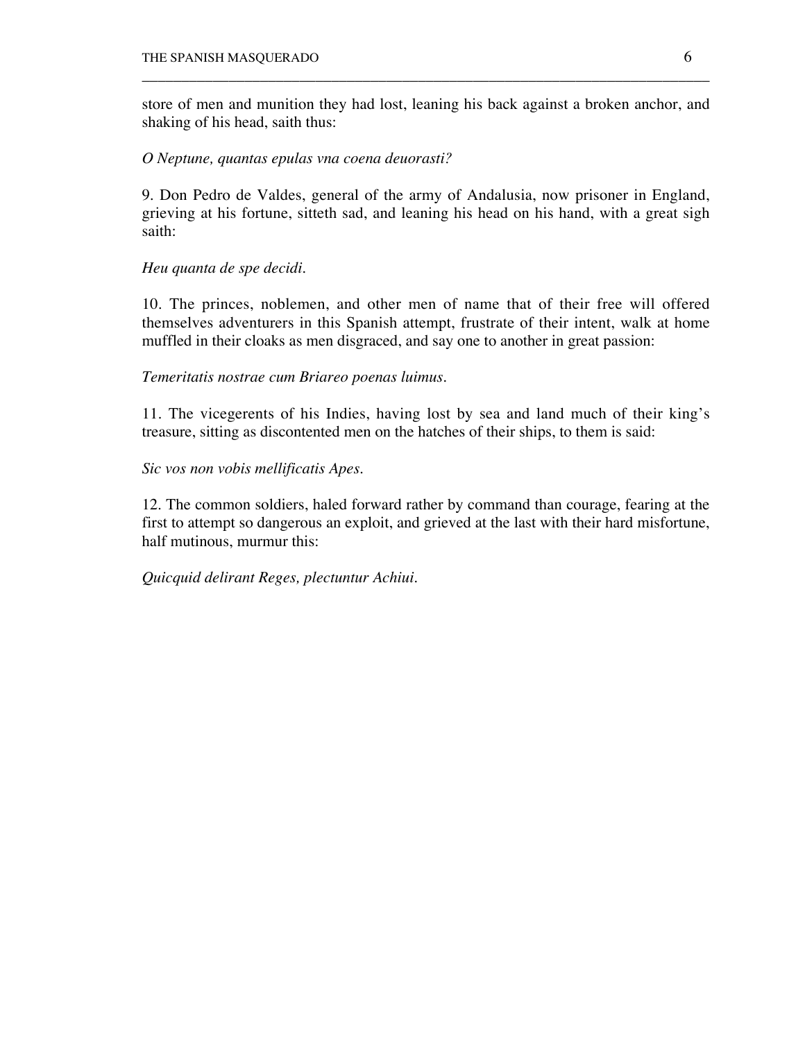store of men and munition they had lost, leaning his back against a broken anchor, and shaking of his head, saith thus:

*O Neptune, quantas epulas vna coena deuorasti?*

9. Don Pedro de Valdes, general of the army of Andalusia, now prisoner in England, grieving at his fortune, sitteth sad, and leaning his head on his hand, with a great sigh saith:

*Heu quanta de spe decidi.*

10. The princes, noblemen, and other men of name that of their free will offered themselves adventurers in this Spanish attempt, frustrate of their intent, walk at home muffled in their cloaks as men disgraced, and say one to another in great passion:

*Temeritatis nostrae cum Briareo poenas luimus.*

11. The vicegerents of his Indies, having lost by sea and land much of their king's treasure, sitting as discontented men on the hatches of their ships, to them is said:

*Sic vos non vobis mellificatis Apes.*

12. The common soldiers, haled forward rather by command than courage, fearing at the first to attempt so dangerous an exploit, and grieved at the last with their hard misfortune, half mutinous, murmur this:

*Quicquid delirant Reges, plectuntur Achiui.*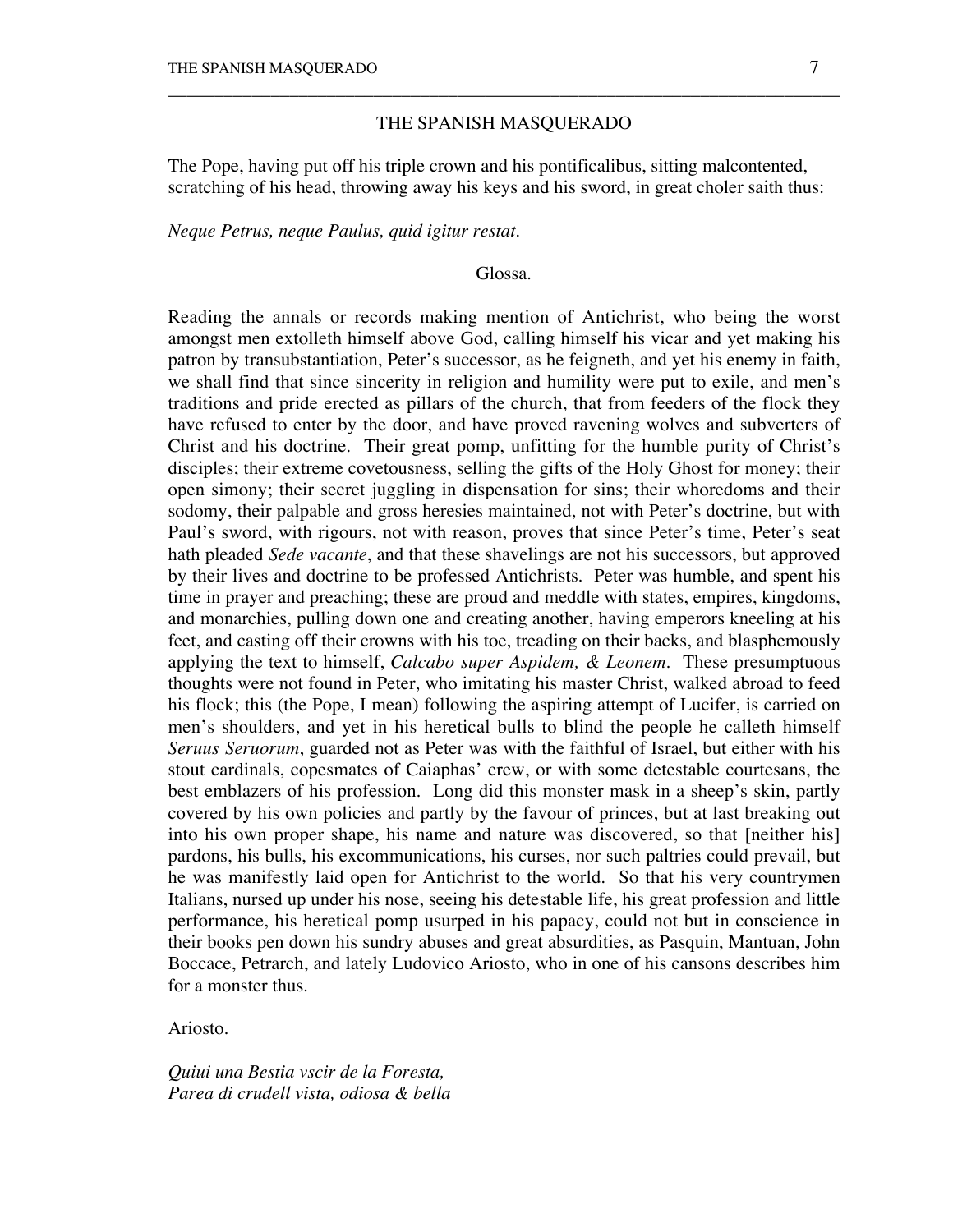## THE SPANISH MASQUERADO

The Pope, having put off his triple crown and his pontificalibus, sitting malcontented, scratching of his head, throwing away his keys and his sword, in great choler saith thus:

*Neque Petrus, neque Paulus, quid igitur restat.*

Glossa.

Reading the annals or records making mention of Antichrist, who being the worst amongst men extolleth himself above God, calling himself his vicar and yet making his patron by transubstantiation, Peter's successor, as he feigneth, and yet his enemy in faith, we shall find that since sincerity in religion and humility were put to exile, and men's traditions and pride erected as pillars of the church, that from feeders of the flock they have refused to enter by the door, and have proved ravening wolves and subverters of Christ and his doctrine. Their great pomp, unfitting for the humble purity of Christ's disciples; their extreme covetousness, selling the gifts of the Holy Ghost for money; their open simony; their secret juggling in dispensation for sins; their whoredoms and their sodomy, their palpable and gross heresies maintained, not with Peter's doctrine, but with Paul's sword, with rigours, not with reason, proves that since Peter's time, Peter's seat hath pleaded *Sede vacante*, and that these shavelings are not his successors, but approved by their lives and doctrine to be professed Antichrists. Peter was humble, and spent his time in prayer and preaching; these are proud and meddle with states, empires, kingdoms, and monarchies, pulling down one and creating another, having emperors kneeling at his feet, and casting off their crowns with his toe, treading on their backs, and blasphemously applying the text to himself, *Calcabo super Aspidem, & Leonem*. These presumptuous thoughts were not found in Peter, who imitating his master Christ, walked abroad to feed his flock; this (the Pope, I mean) following the aspiring attempt of Lucifer, is carried on men's shoulders, and yet in his heretical bulls to blind the people he calleth himself *Seruus Seruorum*, guarded not as Peter was with the faithful of Israel, but either with his stout cardinals, copesmates of Caiaphas' crew, or with some detestable courtesans, the best emblazers of his profession. Long did this monster mask in a sheep's skin, partly covered by his own policies and partly by the favour of princes, but at last breaking out into his own proper shape, his name and nature was discovered, so that [neither his] pardons, his bulls, his excommunications, his curses, nor such paltries could prevail, but he was manifestly laid open for Antichrist to the world. So that his very countrymen Italians, nursed up under his nose, seeing his detestable life, his great profession and little performance, his heretical pomp usurped in his papacy, could not but in conscience in their books pen down his sundry abuses and great absurdities, as Pasquin, Mantuan, John Boccace, Petrarch, and lately Ludovico Ariosto, who in one of his cansons describes him for a monster thus.

Ariosto.

*Quiui una Bestia vscir de la Foresta,*
*Parea di crudell vista, odiosa & bella*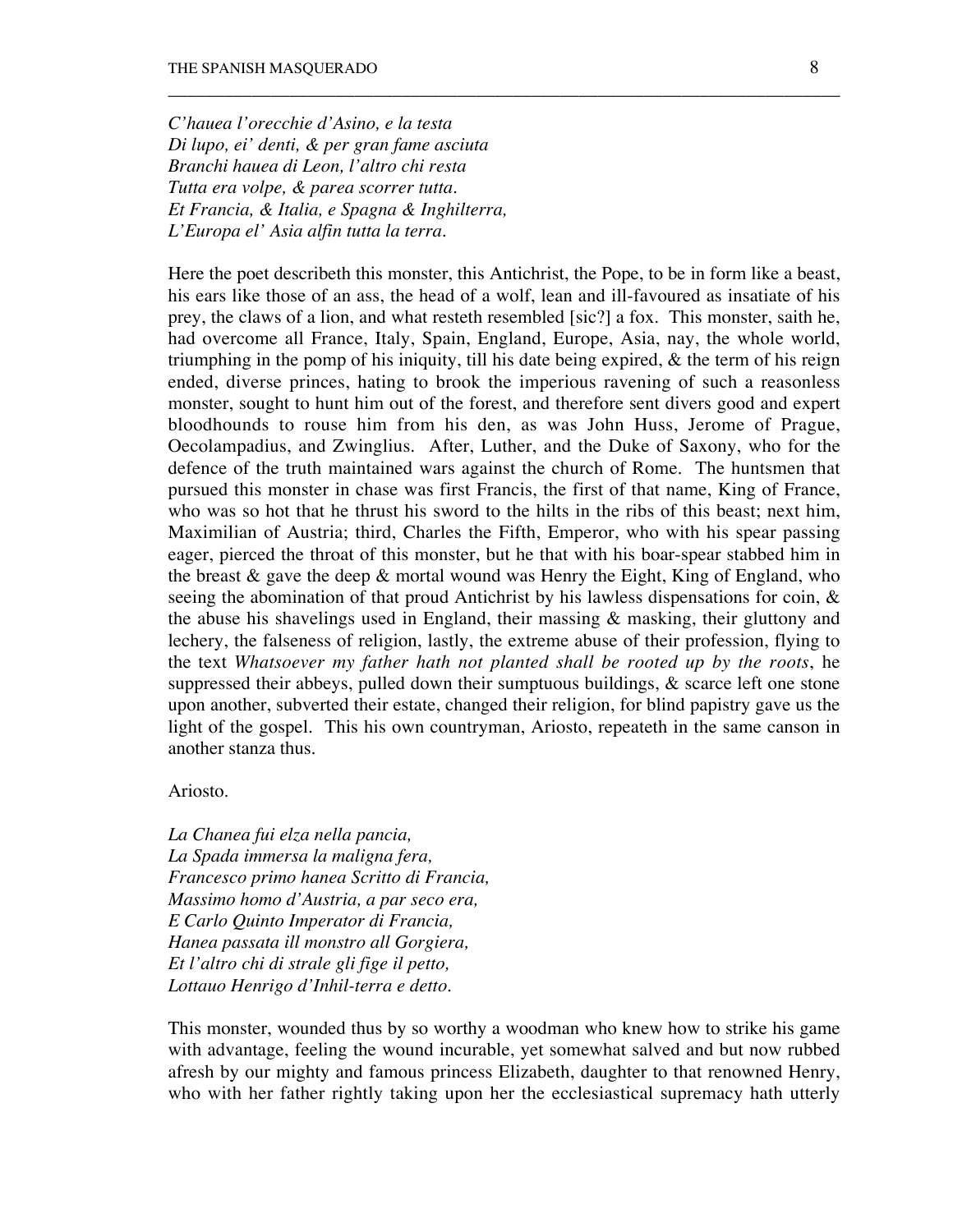*C'hauea l'orecchie d'Asino, e la testa*
*Di lupo, ei' denti, & per gran fame asciuta*
*Branchi hauea di Leon, l'altro chi resta*
*Tutta era volpe, & parea scorrer tutta.*
*Et Francia, & Italia, e Spagna & Inghilterra,*
*L'Europa el' Asia alfin tutta la terra.*

Here the poet describeth this monster, this Antichrist, the Pope, to be in form like a beast, his ears like those of an ass, the head of a wolf, lean and ill-favoured as insatiate of his prey, the claws of a lion, and what resteth resembled [sic?] a fox. This monster, saith he, had overcome all France, Italy, Spain, England, Europe, Asia, nay, the whole world, triumphing in the pomp of his iniquity, till his date being expired, & the term of his reign ended, diverse princes, hating to brook the imperious ravening of such a reasonless monster, sought to hunt him out of the forest, and therefore sent divers good and expert bloodhounds to rouse him from his den, as was John Huss, Jerome of Prague, Oecolampadius, and Zwinglius. After, Luther, and the Duke of Saxony, who for the defence of the truth maintained wars against the church of Rome. The huntsmen that pursued this monster in chase was first Francis, the first of that name, King of France, who was so hot that he thrust his sword to the hilts in the ribs of this beast; next him, Maximilian of Austria; third, Charles the Fifth, Emperor, who with his spear passing eager, pierced the throat of this monster, but he that with his boar-spear stabbed him in the breast & gave the deep & mortal wound was Henry the Eight, King of England, who seeing the abomination of that proud Antichrist by his lawless dispensations for coin, & the abuse his shavelings used in England, their massing & masking, their gluttony and lechery, the falseness of religion, lastly, the extreme abuse of their profession, flying to the text *Whatsoever my father hath not planted shall be rooted up by the roots*, he suppressed their abbeys, pulled down their sumptuous buildings, & scarce left one stone upon another, subverted their estate, changed their religion, for blind papistry gave us the light of the gospel. This his own countryman, Ariosto, repeateth in the same canson in another stanza thus.

Ariosto.

*La Chanea fui elza nella pancia,*
*La Spada immersa la maligna fera,*
*Francesco primo hanea Scritto di Francia,*
*Massimo homo d'Austria, a par seco era,*
*E Carlo Quinto Imperator di Francia,*
*Hanea passata ill monstro all Gorgiera,*
*Et l'altro chi di strale gli fige il petto,*
*Lottauo Henrigo d'Inhil-terra e detto.*

This monster, wounded thus by so worthy a woodman who knew how to strike his game with advantage, feeling the wound incurable, yet somewhat salved and but now rubbed afresh by our mighty and famous princess Elizabeth, daughter to that renowned Henry, who with her father rightly taking upon her the ecclesiastical supremacy hath utterly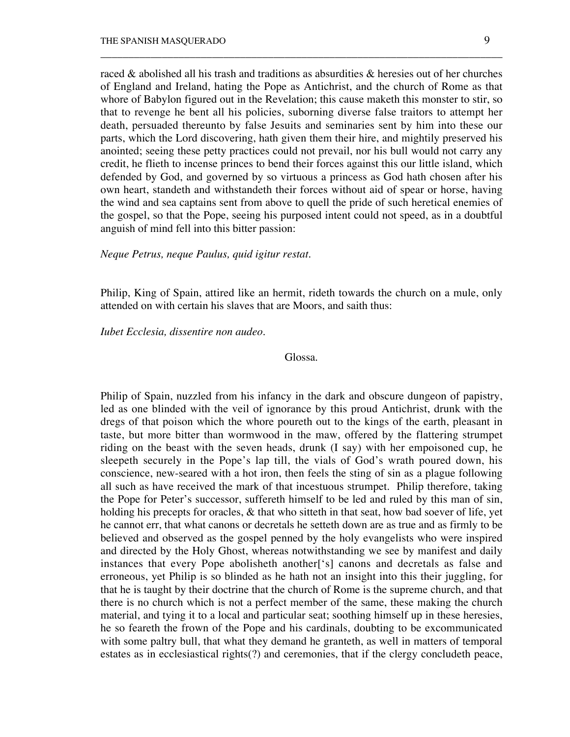raced & abolished all his trash and traditions as absurdities & heresies out of her churches of England and Ireland, hating the Pope as Antichrist, and the church of Rome as that whore of Babylon figured out in the Revelation; this cause maketh this monster to stir, so that to revenge he bent all his policies, suborning diverse false traitors to attempt her death, persuaded thereunto by false Jesuits and seminaries sent by him into these our parts, which the Lord discovering, hath given them their hire, and mightily preserved his anointed; seeing these petty practices could not prevail, nor his bull would not carry any credit, he flieth to incense princes to bend their forces against this our little island, which defended by God, and governed by so virtuous a princess as God hath chosen after his own heart, standeth and withstandeth their forces without aid of spear or horse, having the wind and sea captains sent from above to quell the pride of such heretical enemies of the gospel, so that the Pope, seeing his purposed intent could not speed, as in a doubtful anguish of mind fell into this bitter passion:

*Neque Petrus, neque Paulus, quid igitur restat.*

Philip, King of Spain, attired like an hermit, rideth towards the church on a mule, only attended on with certain his slaves that are Moors, and saith thus:

*Iubet Ecclesia, dissentire non audeo.*

Glossa.

Philip of Spain, nuzzled from his infancy in the dark and obscure dungeon of papistry, led as one blinded with the veil of ignorance by this proud Antichrist, drunk with the dregs of that poison which the whore poureth out to the kings of the earth, pleasant in taste, but more bitter than wormwood in the maw, offered by the flattering strumpet riding on the beast with the seven heads, drunk (I say) with her empoisoned cup, he sleepeth securely in the Pope's lap till, the vials of God's wrath poured down, his conscience, new-seared with a hot iron, then feels the sting of sin as a plague following all such as have received the mark of that incestuous strumpet. Philip therefore, taking the Pope for Peter's successor, suffereth himself to be led and ruled by this man of sin, holding his precepts for oracles, & that who sitteth in that seat, how bad soever of life, yet he cannot err, that what canons or decretals he setteth down are as true and as firmly to be believed and observed as the gospel penned by the holy evangelists who were inspired and directed by the Holy Ghost, whereas notwithstanding we see by manifest and daily instances that every Pope abolisheth another['s] canons and decretals as false and erroneous, yet Philip is so blinded as he hath not an insight into this their juggling, for that he is taught by their doctrine that the church of Rome is the supreme church, and that there is no church which is not a perfect member of the same, these making the church material, and tying it to a local and particular seat; soothing himself up in these heresies, he so feareth the frown of the Pope and his cardinals, doubting to be excommunicated with some paltry bull, that what they demand he granteth, as well in matters of temporal estates as in ecclesiastical rights(?) and ceremonies, that if the clergy concludeth peace,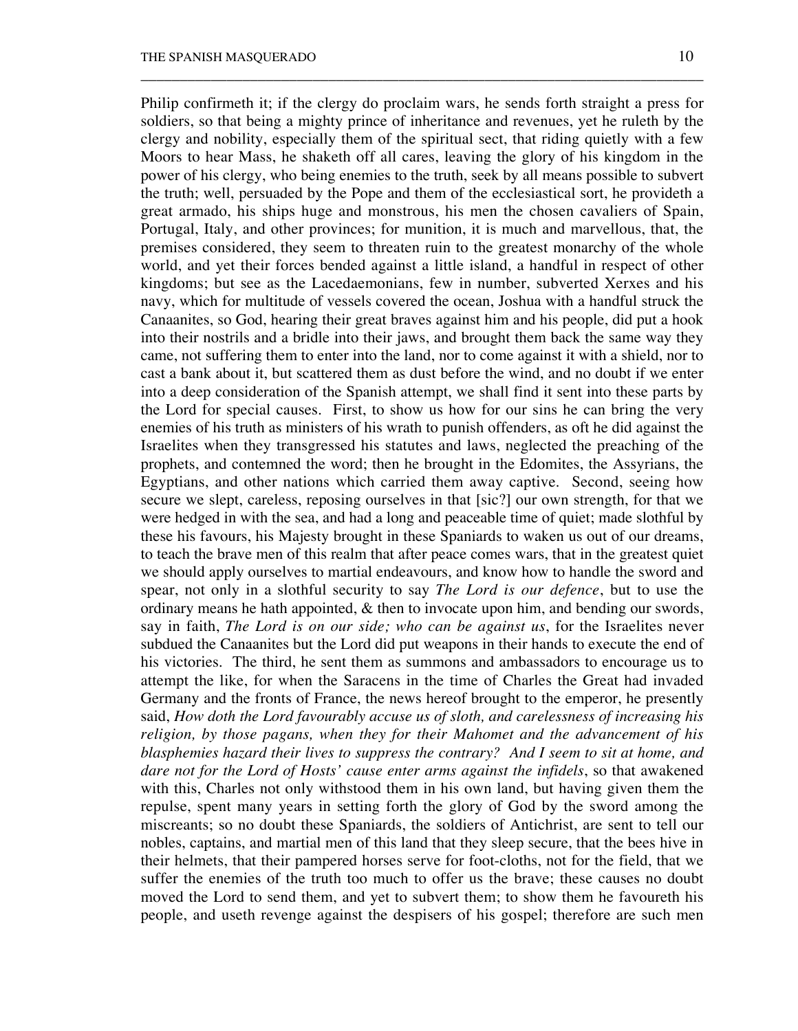Philip confirmeth it; if the clergy do proclaim wars, he sends forth straight a press for soldiers, so that being a mighty prince of inheritance and revenues, yet he ruleth by the clergy and nobility, especially them of the spiritual sect, that riding quietly with a few Moors to hear Mass, he shaketh off all cares, leaving the glory of his kingdom in the power of his clergy, who being enemies to the truth, seek by all means possible to subvert the truth; well, persuaded by the Pope and them of the ecclesiastical sort, he provideth a great armado, his ships huge and monstrous, his men the chosen cavaliers of Spain, Portugal, Italy, and other provinces; for munition, it is much and marvellous, that, the premises considered, they seem to threaten ruin to the greatest monarchy of the whole world, and yet their forces bended against a little island, a handful in respect of other kingdoms; but see as the Lacedaemonians, few in number, subverted Xerxes and his navy, which for multitude of vessels covered the ocean, Joshua with a handful struck the Canaanites, so God, hearing their great braves against him and his people, did put a hook into their nostrils and a bridle into their jaws, and brought them back the same way they came, not suffering them to enter into the land, nor to come against it with a shield, nor to cast a bank about it, but scattered them as dust before the wind, and no doubt if we enter into a deep consideration of the Spanish attempt, we shall find it sent into these parts by the Lord for special causes. First, to show us how for our sins he can bring the very enemies of his truth as ministers of his wrath to punish offenders, as oft he did against the Israelites when they transgressed his statutes and laws, neglected the preaching of the prophets, and contemned the word; then he brought in the Edomites, the Assyrians, the Egyptians, and other nations which carried them away captive. Second, seeing how secure we slept, careless, reposing ourselves in that [sic?] our own strength, for that we were hedged in with the sea, and had a long and peaceable time of quiet; made slothful by these his favours, his Majesty brought in these Spaniards to waken us out of our dreams, to teach the brave men of this realm that after peace comes wars, that in the greatest quiet we should apply ourselves to martial endeavours, and know how to handle the sword and spear, not only in a slothful security to say *The Lord is our defence*, but to use the ordinary means he hath appointed, & then to invocate upon him, and bending our swords, say in faith, *The Lord is on our side; who can be against us*, for the Israelites never subdued the Canaanites but the Lord did put weapons in their hands to execute the end of his victories. The third, he sent them as summons and ambassadors to encourage us to attempt the like, for when the Saracens in the time of Charles the Great had invaded Germany and the fronts of France, the news hereof brought to the emperor, he presently said, *How doth the Lord favourably accuse us of sloth, and carelessness of increasing his religion, by those pagans, when they for their Mahomet and the advancement of his blasphemies hazard their lives to suppress the contrary? And I seem to sit at home, and dare not for the Lord of Hosts' cause enter arms against the infidels*, so that awakened with this, Charles not only withstood them in his own land, but having given them the repulse, spent many years in setting forth the glory of God by the sword among the miscreants; so no doubt these Spaniards, the soldiers of Antichrist, are sent to tell our nobles, captains, and martial men of this land that they sleep secure, that the bees hive in their helmets, that their pampered horses serve for foot-cloths, not for the field, that we suffer the enemies of the truth too much to offer us the brave; these causes no doubt moved the Lord to send them, and yet to subvert them; to show them he favoureth his people, and useth revenge against the despisers of his gospel; therefore are such men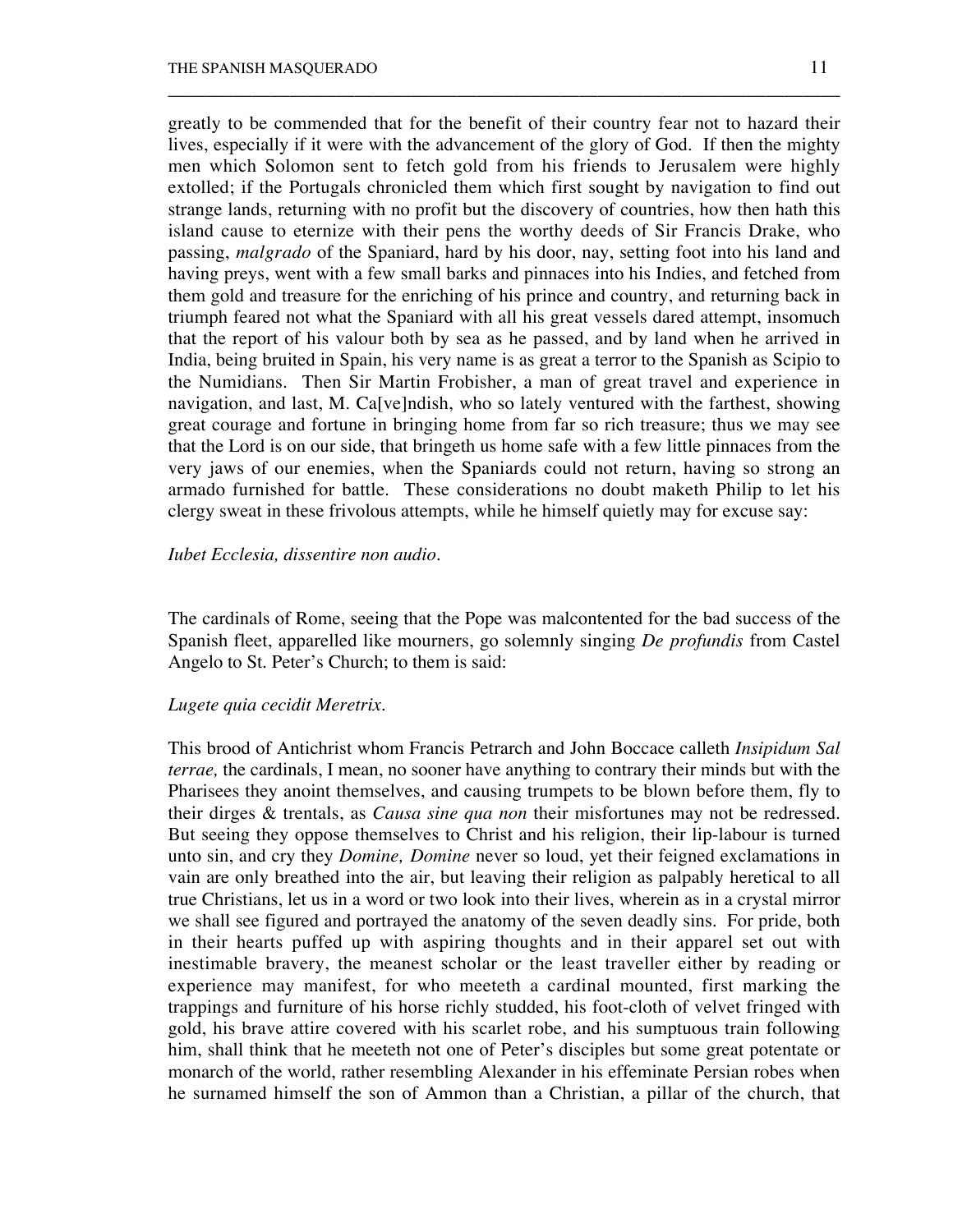greatly to be commended that for the benefit of their country fear not to hazard their lives, especially if it were with the advancement of the glory of God. If then the mighty men which Solomon sent to fetch gold from his friends to Jerusalem were highly extolled; if the Portugals chronicled them which first sought by navigation to find out strange lands, returning with no profit but the discovery of countries, how then hath this island cause to eternize with their pens the worthy deeds of Sir Francis Drake, who passing, *malgrado* of the Spaniard, hard by his door, nay, setting foot into his land and having preys, went with a few small barks and pinnaces into his Indies, and fetched from them gold and treasure for the enriching of his prince and country, and returning back in triumph feared not what the Spaniard with all his great vessels dared attempt, insomuch that the report of his valour both by sea as he passed, and by land when he arrived in India, being bruited in Spain, his very name is as great a terror to the Spanish as Scipio to the Numidians. Then Sir Martin Frobisher, a man of great travel and experience in navigation, and last, M. Ca[ve]ndish, who so lately ventured with the farthest, showing great courage and fortune in bringing home from far so rich treasure; thus we may see that the Lord is on our side, that bringeth us home safe with a few little pinnaces from the very jaws of our enemies, when the Spaniards could not return, having so strong an armado furnished for battle. These considerations no doubt maketh Philip to let his clergy sweat in these frivolous attempts, while he himself quietly may for excuse say:

*Iubet Ecclesia, dissentire non audio.*

The cardinals of Rome, seeing that the Pope was malcontented for the bad success of the Spanish fleet, apparelled like mourners, go solemnly singing *De profundis* from Castel Angelo to St. Peter's Church; to them is said:

*Lugete quia cecidit Meretrix.*

This brood of Antichrist whom Francis Petrarch and John Boccace calleth *Insipidum Sal terrae,* the cardinals, I mean, no sooner have anything to contrary their minds but with the Pharisees they anoint themselves, and causing trumpets to be blown before them, fly to their dirges & trentals, as *Causa sine qua non* their misfortunes may not be redressed. But seeing they oppose themselves to Christ and his religion, their lip-labour is turned unto sin, and cry they *Domine, Domine* never so loud, yet their feigned exclamations in vain are only breathed into the air, but leaving their religion as palpably heretical to all true Christians, let us in a word or two look into their lives, wherein as in a crystal mirror we shall see figured and portrayed the anatomy of the seven deadly sins. For pride, both in their hearts puffed up with aspiring thoughts and in their apparel set out with inestimable bravery, the meanest scholar or the least traveller either by reading or experience may manifest, for who meeteth a cardinal mounted, first marking the trappings and furniture of his horse richly studded, his foot-cloth of velvet fringed with gold, his brave attire covered with his scarlet robe, and his sumptuous train following him, shall think that he meeteth not one of Peter's disciples but some great potentate or monarch of the world, rather resembling Alexander in his effeminate Persian robes when he surnamed himself the son of Ammon than a Christian, a pillar of the church, that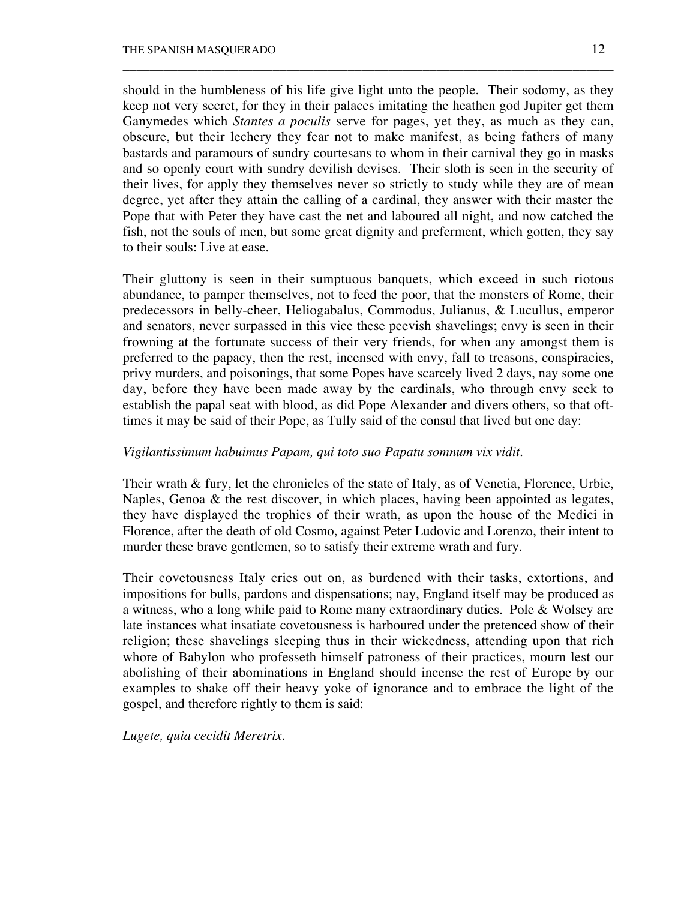should in the humbleness of his life give light unto the people. Their sodomy, as they keep not very secret, for they in their palaces imitating the heathen god Jupiter get them Ganymedes which *Stantes a poculis* serve for pages, yet they, as much as they can, obscure, but their lechery they fear not to make manifest, as being fathers of many bastards and paramours of sundry courtesans to whom in their carnival they go in masks and so openly court with sundry devilish devises. Their sloth is seen in the security of their lives, for apply they themselves never so strictly to study while they are of mean degree, yet after they attain the calling of a cardinal, they answer with their master the Pope that with Peter they have cast the net and laboured all night, and now catched the fish, not the souls of men, but some great dignity and preferment, which gotten, they say to their souls: Live at ease.

Their gluttony is seen in their sumptuous banquets, which exceed in such riotous abundance, to pamper themselves, not to feed the poor, that the monsters of Rome, their predecessors in belly-cheer, Heliogabalus, Commodus, Julianus, & Lucullus, emperor and senators, never surpassed in this vice these peevish shavelings; envy is seen in their frowning at the fortunate success of their very friends, for when any amongst them is preferred to the papacy, then the rest, incensed with envy, fall to treasons, conspiracies, privy murders, and poisonings, that some Popes have scarcely lived 2 days, nay some one day, before they have been made away by the cardinals, who through envy seek to establish the papal seat with blood, as did Pope Alexander and divers others, so that oft-times it may be said of their Pope, as Tully said of the consul that lived but one day:

*Vigilantissimum habuimus Papam, qui toto suo Papatu somnum vix vidit.*

Their wrath & fury, let the chronicles of the state of Italy, as of Venetia, Florence, Urbie, Naples, Genoa & the rest discover, in which places, having been appointed as legates, they have displayed the trophies of their wrath, as upon the house of the Medici in Florence, after the death of old Cosmo, against Peter Ludovic and Lorenzo, their intent to murder these brave gentlemen, so to satisfy their extreme wrath and fury.

Their covetousness Italy cries out on, as burdened with their tasks, extortions, and impositions for bulls, pardons and dispensations; nay, England itself may be produced as a witness, who a long while paid to Rome many extraordinary duties. Pole & Wolsey are late instances what insatiate covetousness is harboured under the pretenced show of their religion; these shavelings sleeping thus in their wickedness, attending upon that rich whore of Babylon who professeth himself patroness of their practices, mourn lest our abolishing of their abominations in England should incense the rest of Europe by our examples to shake off their heavy yoke of ignorance and to embrace the light of the gospel, and therefore rightly to them is said:

*Lugete, quia cecidit Meretrix.*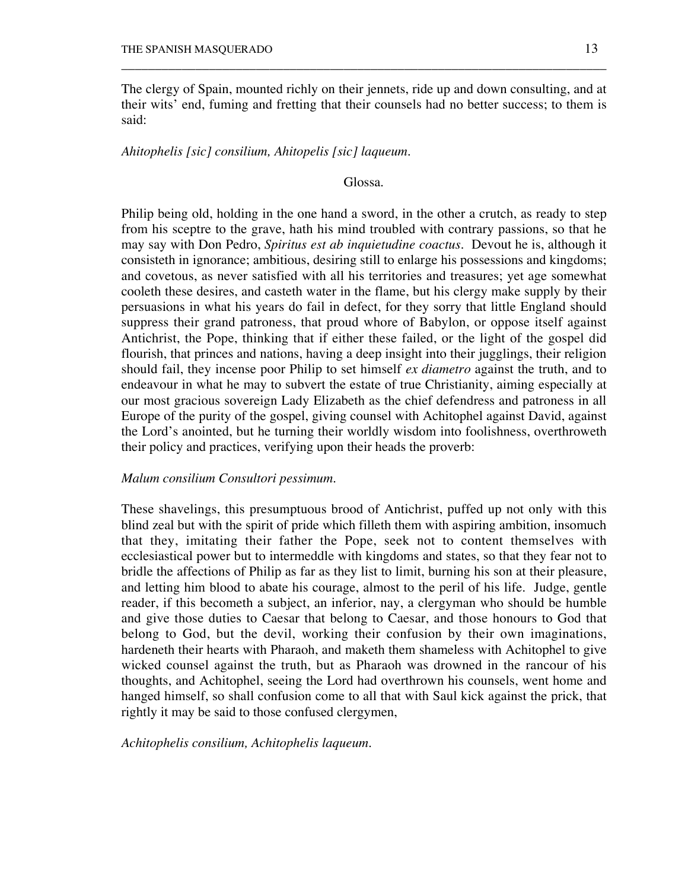The clergy of Spain, mounted richly on their jennets, ride up and down consulting, and at their wits' end, fuming and fretting that their counsels had no better success; to them is said:

*Ahitophelis [sic] consilium, Ahitopelis [sic] laqueum.*

Glossa.

Philip being old, holding in the one hand a sword, in the other a crutch, as ready to step from his sceptre to the grave, hath his mind troubled with contrary passions, so that he may say with Don Pedro, *Spiritus est ab inquietudine coactus*. Devout he is, although it consisteth in ignorance; ambitious, desiring still to enlarge his possessions and kingdoms; and covetous, as never satisfied with all his territories and treasures; yet age somewhat cooleth these desires, and casteth water in the flame, but his clergy make supply by their persuasions in what his years do fail in defect, for they sorry that little England should suppress their grand patroness, that proud whore of Babylon, or oppose itself against Antichrist, the Pope, thinking that if either these failed, or the light of the gospel did flourish, that princes and nations, having a deep insight into their jugglings, their religion should fail, they incense poor Philip to set himself *ex diametro* against the truth, and to endeavour in what he may to subvert the estate of true Christianity, aiming especially at our most gracious sovereign Lady Elizabeth as the chief defendress and patroness in all Europe of the purity of the gospel, giving counsel with Achitophel against David, against the Lord's anointed, but he turning their worldly wisdom into foolishness, overthroweth their policy and practices, verifying upon their heads the proverb:

*Malum consilium Consultori pessimum.*

These shavelings, this presumptuous brood of Antichrist, puffed up not only with this blind zeal but with the spirit of pride which filleth them with aspiring ambition, insomuch that they, imitating their father the Pope, seek not to content themselves with ecclesiastical power but to intermeddle with kingdoms and states, so that they fear not to bridle the affections of Philip as far as they list to limit, burning his son at their pleasure, and letting him blood to abate his courage, almost to the peril of his life. Judge, gentle reader, if this becometh a subject, an inferior, nay, a clergyman who should be humble and give those duties to Caesar that belong to Caesar, and those honours to God that belong to God, but the devil, working their confusion by their own imaginations, hardeneth their hearts with Pharaoh, and maketh them shameless with Achitophel to give wicked counsel against the truth, but as Pharaoh was drowned in the rancour of his thoughts, and Achitophel, seeing the Lord had overthrown his counsels, went home and hanged himself, so shall confusion come to all that with Saul kick against the prick, that rightly it may be said to those confused clergymen,

*Achitophelis consilium, Achitophelis laqueum.*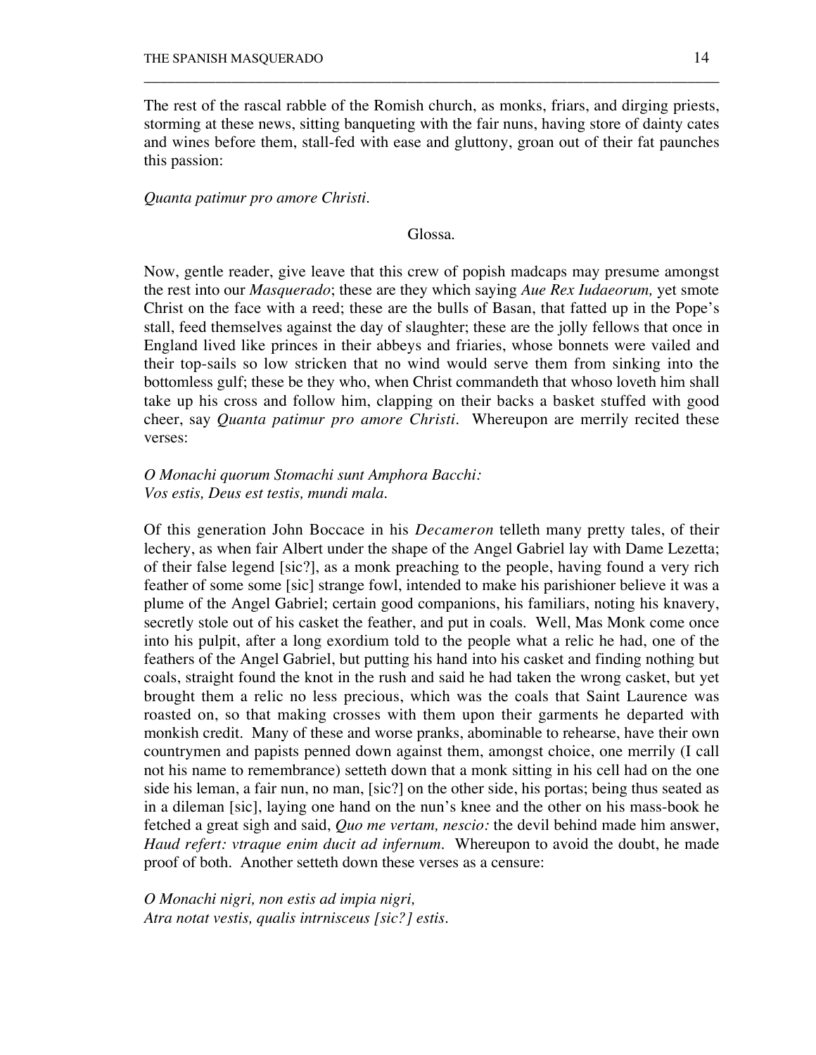The rest of the rascal rabble of the Romish church, as monks, friars, and dirging priests, storming at these news, sitting banqueting with the fair nuns, having store of dainty cates and wines before them, stall-fed with ease and gluttony, groan out of their fat paunches this passion:

*Quanta patimur pro amore Christi.*

Glossa.

Now, gentle reader, give leave that this crew of popish madcaps may presume amongst the rest into our *Masquerado*; these are they which saying *Aue Rex Iudaeorum,* yet smote Christ on the face with a reed; these are the bulls of Basan, that fatted up in the Pope's stall, feed themselves against the day of slaughter; these are the jolly fellows that once in England lived like princes in their abbeys and friaries, whose bonnets were vailed and their top-sails so low stricken that no wind would serve them from sinking into the bottomless gulf; these be they who, when Christ commandeth that whoso loveth him shall take up his cross and follow him, clapping on their backs a basket stuffed with good cheer, say *Quanta patimur pro amore Christi*. Whereupon are merrily recited these verses:

*O Monachi quorum Stomachi sunt Amphora Bacchi:*
*Vos estis, Deus est testis, mundi mala.*

Of this generation John Boccace in his *Decameron* telleth many pretty tales, of their lechery, as when fair Albert under the shape of the Angel Gabriel lay with Dame Lezetta; of their false legend [sic?], as a monk preaching to the people, having found a very rich feather of some some [sic] strange fowl, intended to make his parishioner believe it was a plume of the Angel Gabriel; certain good companions, his familiars, noting his knavery, secretly stole out of his casket the feather, and put in coals. Well, Mas Monk come once into his pulpit, after a long exordium told to the people what a relic he had, one of the feathers of the Angel Gabriel, but putting his hand into his casket and finding nothing but coals, straight found the knot in the rush and said he had taken the wrong casket, but yet brought them a relic no less precious, which was the coals that Saint Laurence was roasted on, so that making crosses with them upon their garments he departed with monkish credit. Many of these and worse pranks, abominable to rehearse, have their own countrymen and papists penned down against them, amongst choice, one merrily (I call not his name to remembrance) setteth down that a monk sitting in his cell had on the one side his leman, a fair nun, no man, [sic?] on the other side, his portas; being thus seated as in a dileman [sic], laying one hand on the nun's knee and the other on his mass-book he fetched a great sigh and said, *Quo me vertam, nescio:* the devil behind made him answer, *Haud refert: vtraque enim ducit ad infernum*. Whereupon to avoid the doubt, he made proof of both. Another setteth down these verses as a censure:

*O Monachi nigri, non estis ad impia nigri,*
*Atra notat vestis, qualis intrnisceus [sic?] estis.*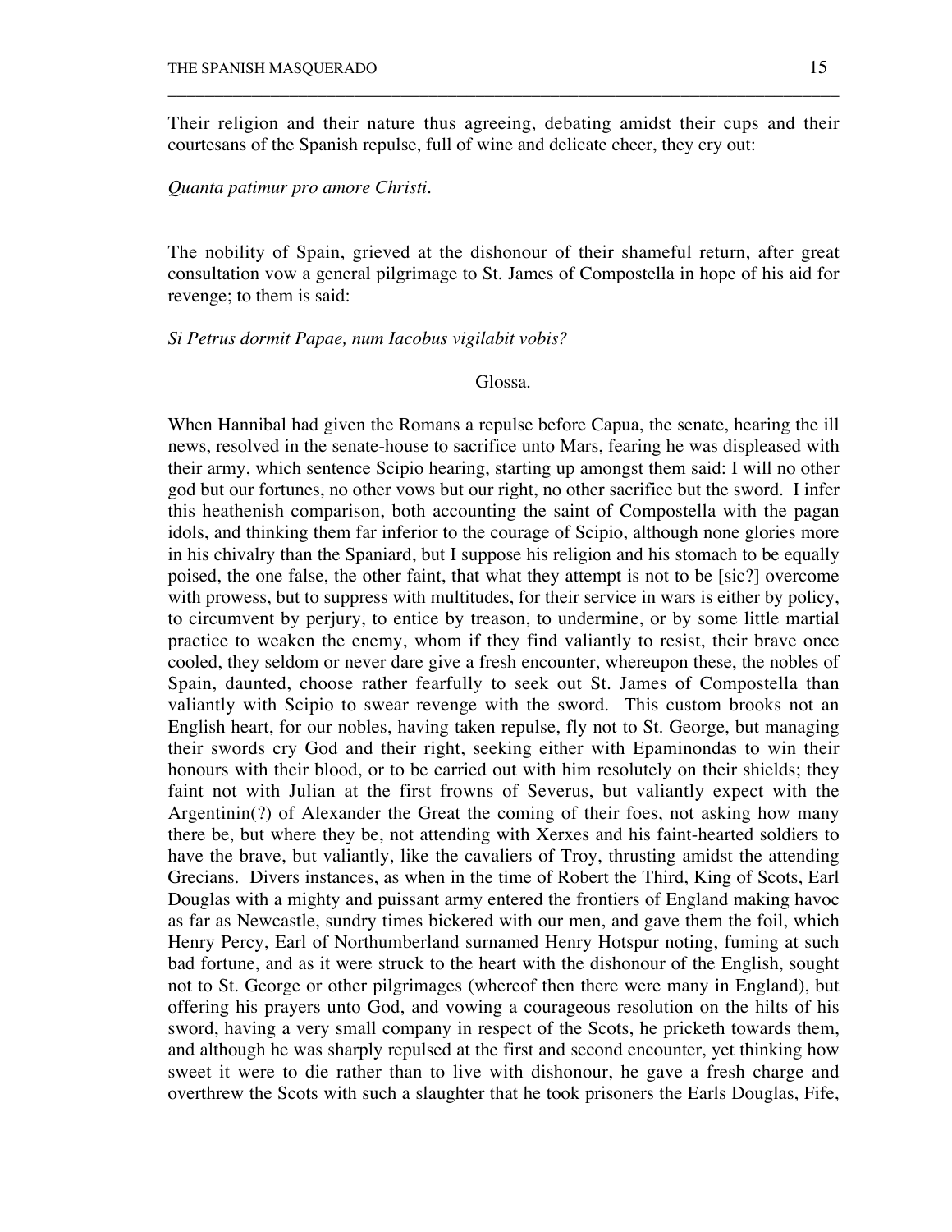Their religion and their nature thus agreeing, debating amidst their cups and their courtesans of the Spanish repulse, full of wine and delicate cheer, they cry out:

*Quanta patimur pro amore Christi.*

The nobility of Spain, grieved at the dishonour of their shameful return, after great consultation vow a general pilgrimage to St. James of Compostella in hope of his aid for revenge; to them is said:

*Si Petrus dormit Papae, num Iacobus vigilabit vobis?*

Glossa.

When Hannibal had given the Romans a repulse before Capua, the senate, hearing the ill news, resolved in the senate-house to sacrifice unto Mars, fearing he was displeased with their army, which sentence Scipio hearing, starting up amongst them said: I will no other god but our fortunes, no other vows but our right, no other sacrifice but the sword. I infer this heathenish comparison, both accounting the saint of Compostella with the pagan idols, and thinking them far inferior to the courage of Scipio, although none glories more in his chivalry than the Spaniard, but I suppose his religion and his stomach to be equally poised, the one false, the other faint, that what they attempt is not to be [sic?] overcome with prowess, but to suppress with multitudes, for their service in wars is either by policy, to circumvent by perjury, to entice by treason, to undermine, or by some little martial practice to weaken the enemy, whom if they find valiantly to resist, their brave once cooled, they seldom or never dare give a fresh encounter, whereupon these, the nobles of Spain, daunted, choose rather fearfully to seek out St. James of Compostella than valiantly with Scipio to swear revenge with the sword. This custom brooks not an English heart, for our nobles, having taken repulse, fly not to St. George, but managing their swords cry God and their right, seeking either with Epaminondas to win their honours with their blood, or to be carried out with him resolutely on their shields; they faint not with Julian at the first frowns of Severus, but valiantly expect with the Argentinin(?) of Alexander the Great the coming of their foes, not asking how many there be, but where they be, not attending with Xerxes and his faint-hearted soldiers to have the brave, but valiantly, like the cavaliers of Troy, thrusting amidst the attending Grecians. Divers instances, as when in the time of Robert the Third, King of Scots, Earl Douglas with a mighty and puissant army entered the frontiers of England making havoc as far as Newcastle, sundry times bickered with our men, and gave them the foil, which Henry Percy, Earl of Northumberland surnamed Henry Hotspur noting, fuming at such bad fortune, and as it were struck to the heart with the dishonour of the English, sought not to St. George or other pilgrimages (whereof then there were many in England), but offering his prayers unto God, and vowing a courageous resolution on the hilts of his sword, having a very small company in respect of the Scots, he pricketh towards them, and although he was sharply repulsed at the first and second encounter, yet thinking how sweet it were to die rather than to live with dishonour, he gave a fresh charge and overthrew the Scots with such a slaughter that he took prisoners the Earls Douglas, Fife,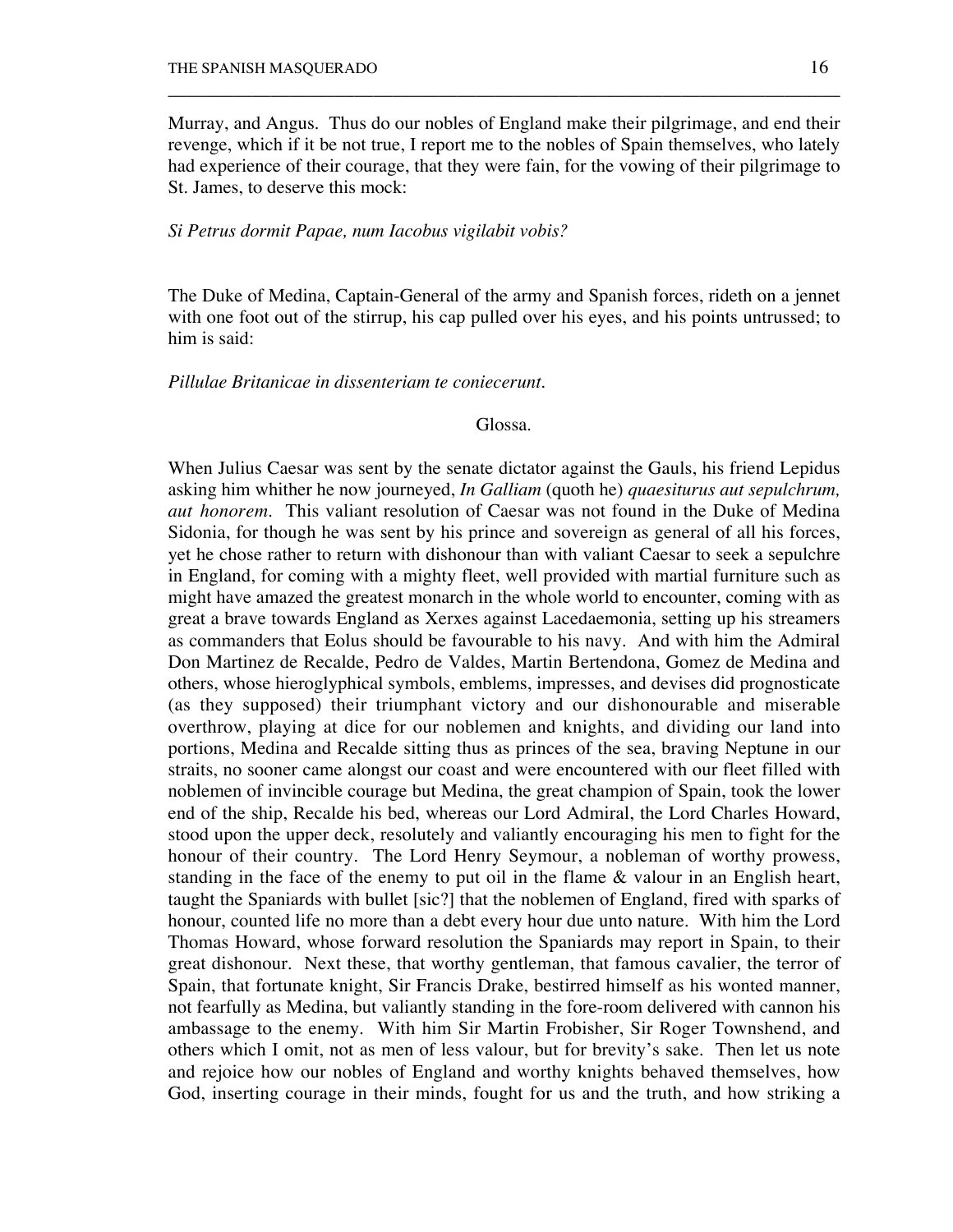Murray, and Angus. Thus do our nobles of England make their pilgrimage, and end their revenge, which if it be not true, I report me to the nobles of Spain themselves, who lately had experience of their courage, that they were fain, for the vowing of their pilgrimage to St. James, to deserve this mock:

*Si Petrus dormit Papae, num Iacobus vigilabit vobis?*

The Duke of Medina, Captain-General of the army and Spanish forces, rideth on a jennet with one foot out of the stirrup, his cap pulled over his eyes, and his points untrussed; to him is said:

*Pillulae Britanicae in dissenteriam te coniecerunt.*

Glossa.

When Julius Caesar was sent by the senate dictator against the Gauls, his friend Lepidus asking him whither he now journeyed, *In Galliam* (quoth he) *quaesiturus aut sepulchrum, aut honorem.* This valiant resolution of Caesar was not found in the Duke of Medina Sidonia, for though he was sent by his prince and sovereign as general of all his forces, yet he chose rather to return with dishonour than with valiant Caesar to seek a sepulchre in England, for coming with a mighty fleet, well provided with martial furniture such as might have amazed the greatest monarch in the whole world to encounter, coming with as great a brave towards England as Xerxes against Lacedaemonia, setting up his streamers as commanders that Eolus should be favourable to his navy. And with him the Admiral Don Martinez de Recalde, Pedro de Valdes, Martin Bertendona, Gomez de Medina and others, whose hieroglyphical symbols, emblems, impresses, and devises did prognosticate (as they supposed) their triumphant victory and our dishonourable and miserable overthrow, playing at dice for our noblemen and knights, and dividing our land into portions, Medina and Recalde sitting thus as princes of the sea, braving Neptune in our straits, no sooner came alongst our coast and were encountered with our fleet filled with noblemen of invincible courage but Medina, the great champion of Spain, took the lower end of the ship, Recalde his bed, whereas our Lord Admiral, the Lord Charles Howard, stood upon the upper deck, resolutely and valiantly encouraging his men to fight for the honour of their country. The Lord Henry Seymour, a nobleman of worthy prowess, standing in the face of the enemy to put oil in the flame & valour in an English heart, taught the Spaniards with bullet [sic?] that the noblemen of England, fired with sparks of honour, counted life no more than a debt every hour due unto nature. With him the Lord Thomas Howard, whose forward resolution the Spaniards may report in Spain, to their great dishonour. Next these, that worthy gentleman, that famous cavalier, the terror of Spain, that fortunate knight, Sir Francis Drake, bestirred himself as his wonted manner, not fearfully as Medina, but valiantly standing in the fore-room delivered with cannon his ambassage to the enemy. With him Sir Martin Frobisher, Sir Roger Townshend, and others which I omit, not as men of less valour, but for brevity's sake. Then let us note and rejoice how our nobles of England and worthy knights behaved themselves, how God, inserting courage in their minds, fought for us and the truth, and how striking a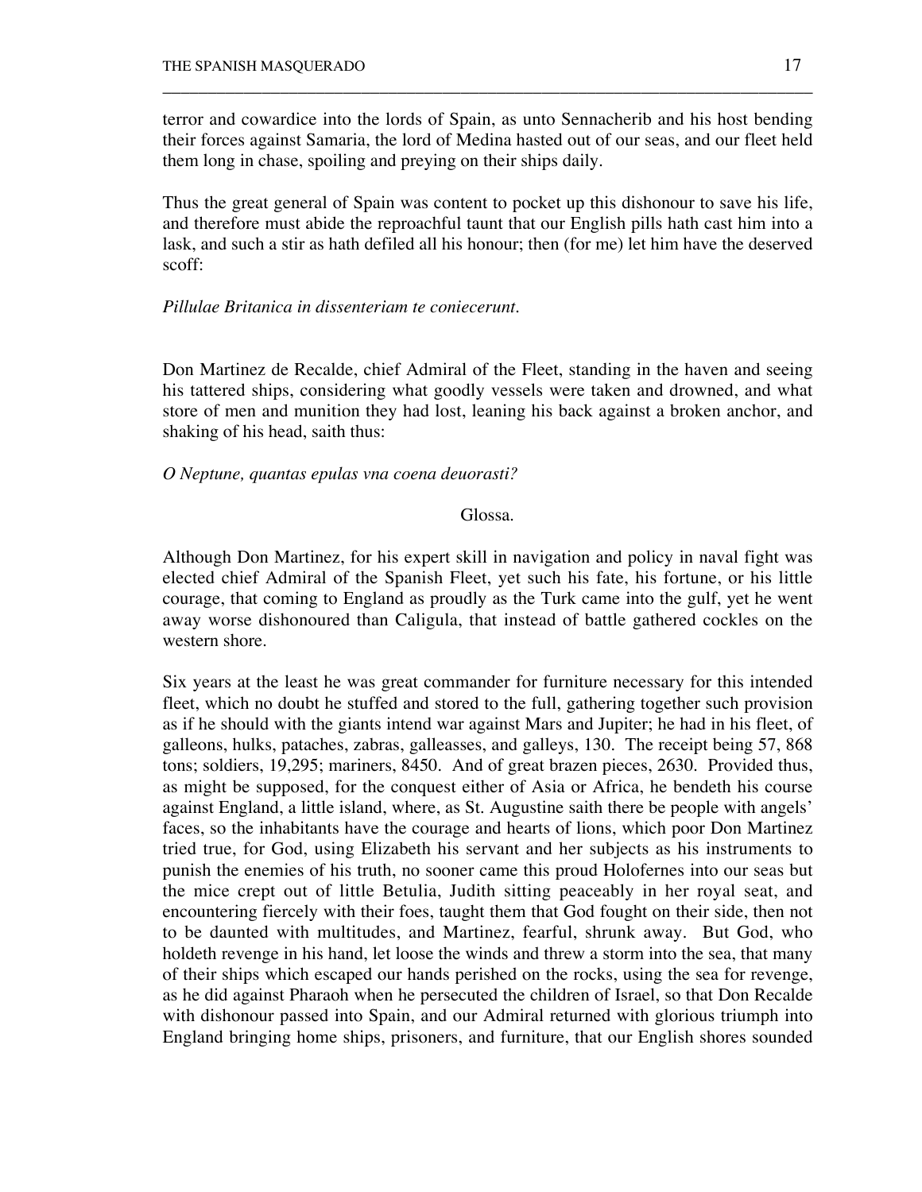terror and cowardice into the lords of Spain, as unto Sennacherib and his host bending their forces against Samaria, the lord of Medina hasted out of our seas, and our fleet held them long in chase, spoiling and preying on their ships daily.

Thus the great general of Spain was content to pocket up this dishonour to save his life, and therefore must abide the reproachful taunt that our English pills hath cast him into a lask, and such a stir as hath defiled all his honour; then (for me) let him have the deserved scoff:

*Pillulae Britanica in dissenteriam te coniecerunt.*

Don Martinez de Recalde, chief Admiral of the Fleet, standing in the haven and seeing his tattered ships, considering what goodly vessels were taken and drowned, and what store of men and munition they had lost, leaning his back against a broken anchor, and shaking of his head, saith thus:

*O Neptune, quantas epulas vna coena deuorasti?*

Glossa.

Although Don Martinez, for his expert skill in navigation and policy in naval fight was elected chief Admiral of the Spanish Fleet, yet such his fate, his fortune, or his little courage, that coming to England as proudly as the Turk came into the gulf, yet he went away worse dishonoured than Caligula, that instead of battle gathered cockles on the western shore.

Six years at the least he was great commander for furniture necessary for this intended fleet, which no doubt he stuffed and stored to the full, gathering together such provision as if he should with the giants intend war against Mars and Jupiter; he had in his fleet, of galleons, hulks, pataches, zabras, galleasses, and galleys, 130. The receipt being 57, 868 tons; soldiers, 19,295; mariners, 8450. And of great brazen pieces, 2630. Provided thus, as might be supposed, for the conquest either of Asia or Africa, he bendeth his course against England, a little island, where, as St. Augustine saith there be people with angels' faces, so the inhabitants have the courage and hearts of lions, which poor Don Martinez tried true, for God, using Elizabeth his servant and her subjects as his instruments to punish the enemies of his truth, no sooner came this proud Holofernes into our seas but the mice crept out of little Betulia, Judith sitting peaceably in her royal seat, and encountering fiercely with their foes, taught them that God fought on their side, then not to be daunted with multitudes, and Martinez, fearful, shrunk away. But God, who holdeth revenge in his hand, let loose the winds and threw a storm into the sea, that many of their ships which escaped our hands perished on the rocks, using the sea for revenge, as he did against Pharaoh when he persecuted the children of Israel, so that Don Recalde with dishonour passed into Spain, and our Admiral returned with glorious triumph into England bringing home ships, prisoners, and furniture, that our English shores sounded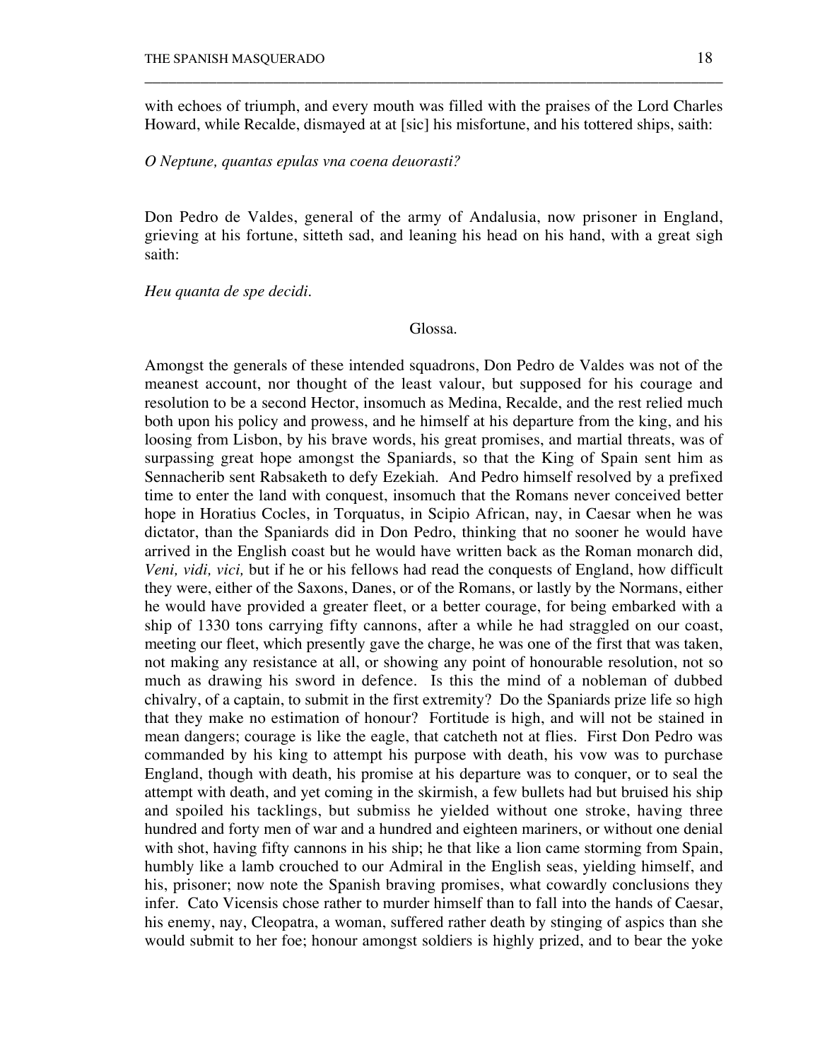with echoes of triumph, and every mouth was filled with the praises of the Lord Charles Howard, while Recalde, dismayed at at [sic] his misfortune, and his tottered ships, saith:

*O Neptune, quantas epulas vna coena deuorasti?*

Don Pedro de Valdes, general of the army of Andalusia, now prisoner in England, grieving at his fortune, sitteth sad, and leaning his head on his hand, with a great sigh saith:

*Heu quanta de spe decidi.*

Glossa.

Amongst the generals of these intended squadrons, Don Pedro de Valdes was not of the meanest account, nor thought of the least valour, but supposed for his courage and resolution to be a second Hector, insomuch as Medina, Recalde, and the rest relied much both upon his policy and prowess, and he himself at his departure from the king, and his loosing from Lisbon, by his brave words, his great promises, and martial threats, was of surpassing great hope amongst the Spaniards, so that the King of Spain sent him as Sennacherib sent Rabsaketh to defy Ezekiah. And Pedro himself resolved by a prefixed time to enter the land with conquest, insomuch that the Romans never conceived better hope in Horatius Cocles, in Torquatus, in Scipio African, nay, in Caesar when he was dictator, than the Spaniards did in Don Pedro, thinking that no sooner he would have arrived in the English coast but he would have written back as the Roman monarch did, *Veni, vidi, vici,* but if he or his fellows had read the conquests of England, how difficult they were, either of the Saxons, Danes, or of the Romans, or lastly by the Normans, either he would have provided a greater fleet, or a better courage, for being embarked with a ship of 1330 tons carrying fifty cannons, after a while he had straggled on our coast, meeting our fleet, which presently gave the charge, he was one of the first that was taken, not making any resistance at all, or showing any point of honourable resolution, not so much as drawing his sword in defence. Is this the mind of a nobleman of dubbed chivalry, of a captain, to submit in the first extremity? Do the Spaniards prize life so high that they make no estimation of honour? Fortitude is high, and will not be stained in mean dangers; courage is like the eagle, that catcheth not at flies. First Don Pedro was commanded by his king to attempt his purpose with death, his vow was to purchase England, though with death, his promise at his departure was to conquer, or to seal the attempt with death, and yet coming in the skirmish, a few bullets had but bruised his ship and spoiled his tacklings, but submiss he yielded without one stroke, having three hundred and forty men of war and a hundred and eighteen mariners, or without one denial with shot, having fifty cannons in his ship; he that like a lion came storming from Spain, humbly like a lamb crouched to our Admiral in the English seas, yielding himself, and his, prisoner; now note the Spanish braving promises, what cowardly conclusions they infer. Cato Vicensis chose rather to murder himself than to fall into the hands of Caesar, his enemy, nay, Cleopatra, a woman, suffered rather death by stinging of aspics than she would submit to her foe; honour amongst soldiers is highly prized, and to bear the yoke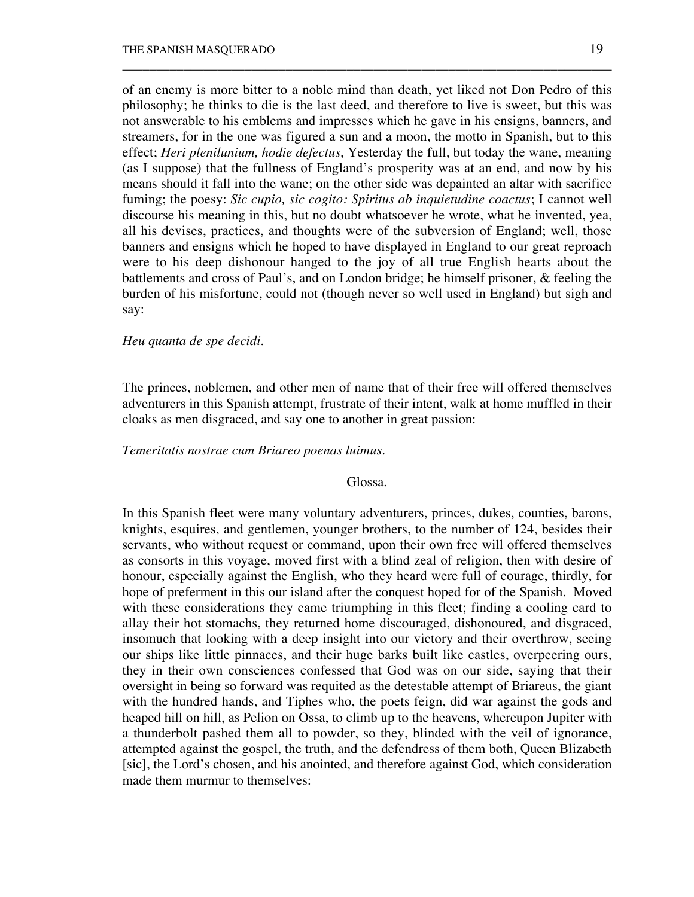of an enemy is more bitter to a noble mind than death, yet liked not Don Pedro of this philosophy; he thinks to die is the last deed, and therefore to live is sweet, but this was not answerable to his emblems and impresses which he gave in his ensigns, banners, and streamers, for in the one was figured a sun and a moon, the motto in Spanish, but to this effect; *Heri plenilunium, hodie defectus*, Yesterday the full, but today the wane, meaning (as I suppose) that the fullness of England's prosperity was at an end, and now by his means should it fall into the wane; on the other side was depainted an altar with sacrifice fuming; the poesy: *Sic cupio, sic cogito: Spiritus ab inquietudine coactus*; I cannot well discourse his meaning in this, but no doubt whatsoever he wrote, what he invented, yea, all his devises, practices, and thoughts were of the subversion of England; well, those banners and ensigns which he hoped to have displayed in England to our great reproach were to his deep dishonour hanged to the joy of all true English hearts about the battlements and cross of Paul's, and on London bridge; he himself prisoner, & feeling the burden of his misfortune, could not (though never so well used in England) but sigh and say:

*Heu quanta de spe decidi.*

The princes, noblemen, and other men of name that of their free will offered themselves adventurers in this Spanish attempt, frustrate of their intent, walk at home muffled in their cloaks as men disgraced, and say one to another in great passion:

*Temeritatis nostrae cum Briareo poenas luimus.*

Glossa.

In this Spanish fleet were many voluntary adventurers, princes, dukes, counties, barons, knights, esquires, and gentlemen, younger brothers, to the number of 124, besides their servants, who without request or command, upon their own free will offered themselves as consorts in this voyage, moved first with a blind zeal of religion, then with desire of honour, especially against the English, who they heard were full of courage, thirdly, for hope of preferment in this our island after the conquest hoped for of the Spanish. Moved with these considerations they came triumphing in this fleet; finding a cooling card to allay their hot stomachs, they returned home discouraged, dishonoured, and disgraced, insomuch that looking with a deep insight into our victory and their overthrow, seeing our ships like little pinnaces, and their huge barks built like castles, overpeering ours, they in their own consciences confessed that God was on our side, saying that their oversight in being so forward was requited as the detestable attempt of Briareus, the giant with the hundred hands, and Tiphes who, the poets feign, did war against the gods and heaped hill on hill, as Pelion on Ossa, to climb up to the heavens, whereupon Jupiter with a thunderbolt pashed them all to powder, so they, blinded with the veil of ignorance, attempted against the gospel, the truth, and the defendress of them both, Queen Blizabeth [sic], the Lord's chosen, and his anointed, and therefore against God, which consideration made them murmur to themselves: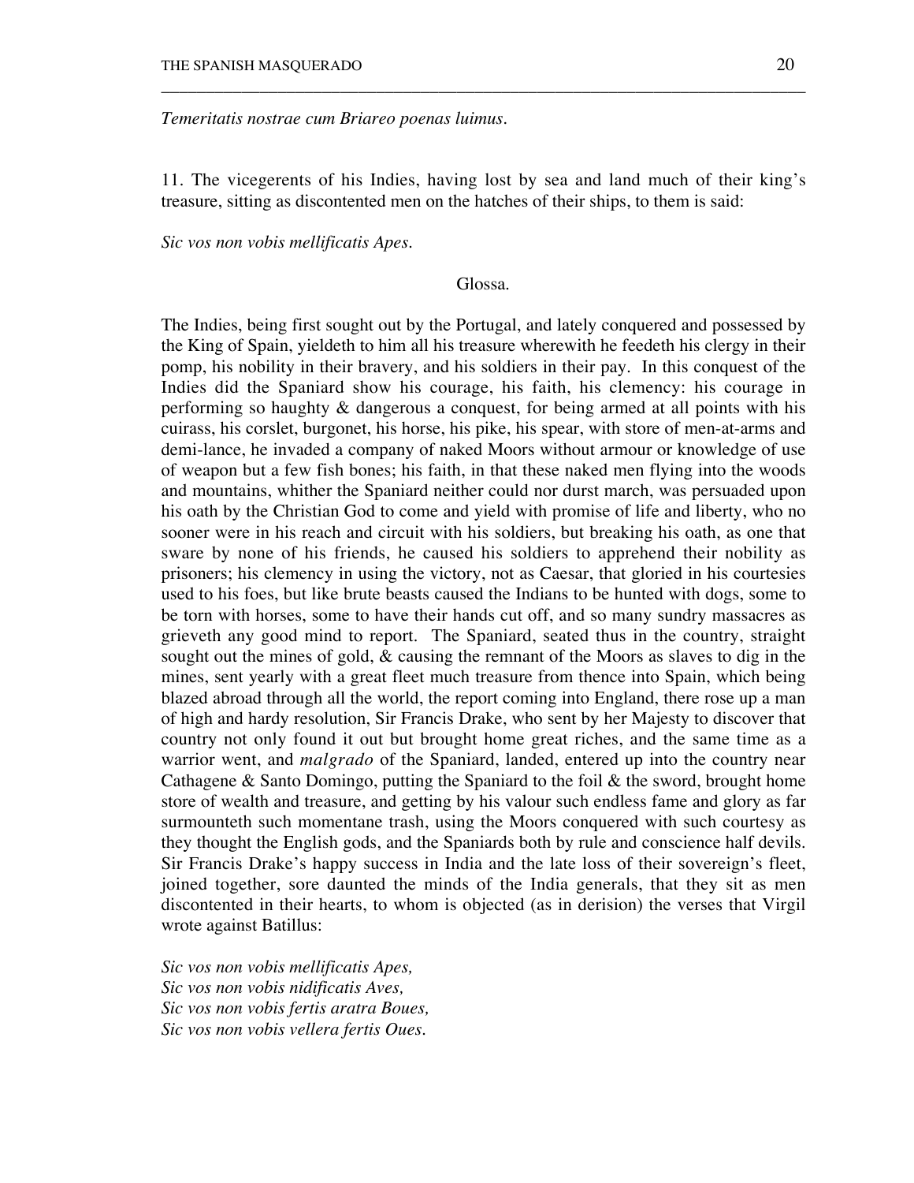*Temeritatis nostrae cum Briareo poenas luimus.*

11. The vicegerents of his Indies, having lost by sea and land much of their king's treasure, sitting as discontented men on the hatches of their ships, to them is said:

*Sic vos non vobis mellificatis Apes.*

Glossa.

The Indies, being first sought out by the Portugal, and lately conquered and possessed by the King of Spain, yieldeth to him all his treasure wherewith he feedeth his clergy in their pomp, his nobility in their bravery, and his soldiers in their pay. In this conquest of the Indies did the Spaniard show his courage, his faith, his clemency: his courage in performing so haughty & dangerous a conquest, for being armed at all points with his cuirass, his corslet, burgonet, his horse, his pike, his spear, with store of men-at-arms and demi-lance, he invaded a company of naked Moors without armour or knowledge of use of weapon but a few fish bones; his faith, in that these naked men flying into the woods and mountains, whither the Spaniard neither could nor durst march, was persuaded upon his oath by the Christian God to come and yield with promise of life and liberty, who no sooner were in his reach and circuit with his soldiers, but breaking his oath, as one that sware by none of his friends, he caused his soldiers to apprehend their nobility as prisoners; his clemency in using the victory, not as Caesar, that gloried in his courtesies used to his foes, but like brute beasts caused the Indians to be hunted with dogs, some to be torn with horses, some to have their hands cut off, and so many sundry massacres as grieveth any good mind to report. The Spaniard, seated thus in the country, straight sought out the mines of gold, & causing the remnant of the Moors as slaves to dig in the mines, sent yearly with a great fleet much treasure from thence into Spain, which being blazed abroad through all the world, the report coming into England, there rose up a man of high and hardy resolution, Sir Francis Drake, who sent by her Majesty to discover that country not only found it out but brought home great riches, and the same time as a warrior went, and *malgrado* of the Spaniard, landed, entered up into the country near Cathagene & Santo Domingo, putting the Spaniard to the foil & the sword, brought home store of wealth and treasure, and getting by his valour such endless fame and glory as far surmounteth such momentane trash, using the Moors conquered with such courtesy as they thought the English gods, and the Spaniards both by rule and conscience half devils. Sir Francis Drake's happy success in India and the late loss of their sovereign's fleet, joined together, sore daunted the minds of the India generals, that they sit as men discontented in their hearts, to whom is objected (as in derision) the verses that Virgil wrote against Batillus:

*Sic vos non vobis mellificatis Apes,*
*Sic vos non vobis nidificatis Aves,*
*Sic vos non vobis fertis aratra Boues,*
*Sic vos non vobis vellera fertis Oues.*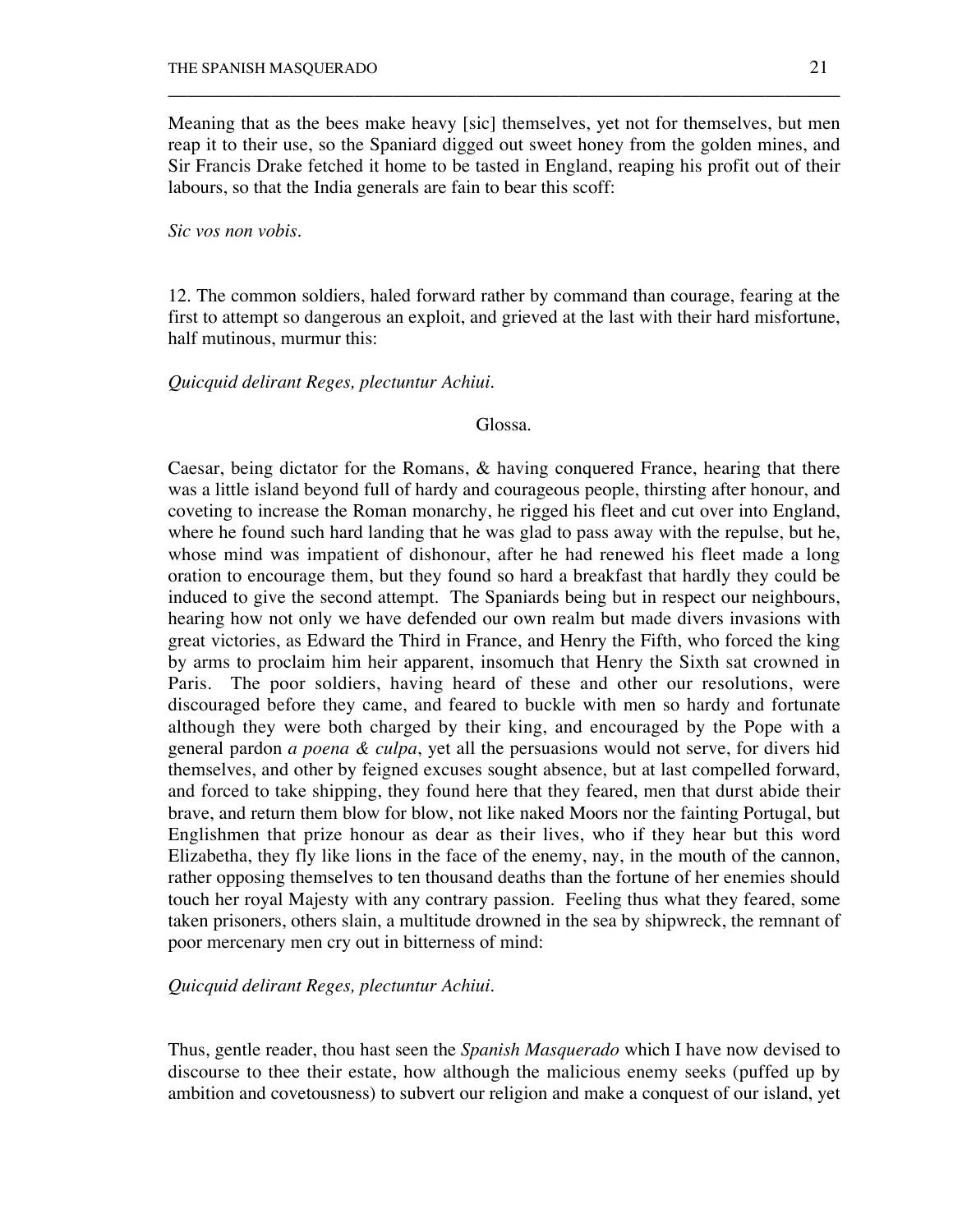Meaning that as the bees make heavy [sic] themselves, yet not for themselves, but men reap it to their use, so the Spaniard digged out sweet honey from the golden mines, and Sir Francis Drake fetched it home to be tasted in England, reaping his profit out of their labours, so that the India generals are fain to bear this scoff:

*Sic vos non vobis.*

12. The common soldiers, haled forward rather by command than courage, fearing at the first to attempt so dangerous an exploit, and grieved at the last with their hard misfortune, half mutinous, murmur this:

*Quicquid delirant Reges, plectuntur Achiui.*

Glossa.

Caesar, being dictator for the Romans, & having conquered France, hearing that there was a little island beyond full of hardy and courageous people, thirsting after honour, and coveting to increase the Roman monarchy, he rigged his fleet and cut over into England, where he found such hard landing that he was glad to pass away with the repulse, but he, whose mind was impatient of dishonour, after he had renewed his fleet made a long oration to encourage them, but they found so hard a breakfast that hardly they could be induced to give the second attempt. The Spaniards being but in respect our neighbours, hearing how not only we have defended our own realm but made divers invasions with great victories, as Edward the Third in France, and Henry the Fifth, who forced the king by arms to proclaim him heir apparent, insomuch that Henry the Sixth sat crowned in Paris. The poor soldiers, having heard of these and other our resolutions, were discouraged before they came, and feared to buckle with men so hardy and fortunate although they were both charged by their king, and encouraged by the Pope with a general pardon *a poena & culpa*, yet all the persuasions would not serve, for divers hid themselves, and other by feigned excuses sought absence, but at last compelled forward, and forced to take shipping, they found here that they feared, men that durst abide their brave, and return them blow for blow, not like naked Moors nor the fainting Portugal, but Englishmen that prize honour as dear as their lives, who if they hear but this word Elizabetha, they fly like lions in the face of the enemy, nay, in the mouth of the cannon, rather opposing themselves to ten thousand deaths than the fortune of her enemies should touch her royal Majesty with any contrary passion. Feeling thus what they feared, some taken prisoners, others slain, a multitude drowned in the sea by shipwreck, the remnant of poor mercenary men cry out in bitterness of mind:

*Quicquid delirant Reges, plectuntur Achiui.*

Thus, gentle reader, thou hast seen the *Spanish Masquerado* which I have now devised to discourse to thee their estate, how although the malicious enemy seeks (puffed up by ambition and covetousness) to subvert our religion and make a conquest of our island, yet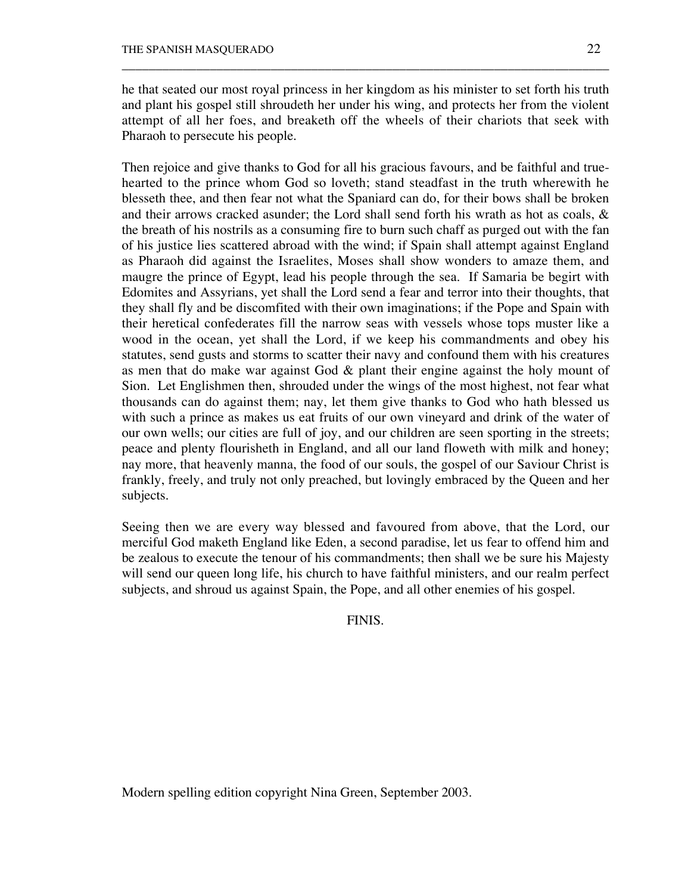he that seated our most royal princess in her kingdom as his minister to set forth his truth and plant his gospel still shroudeth her under his wing, and protects her from the violent attempt of all her foes, and breaketh off the wheels of their chariots that seek with Pharaoh to persecute his people.

Then rejoice and give thanks to God for all his gracious favours, and be faithful and true-hearted to the prince whom God so loveth; stand steadfast in the truth wherewith he blesseth thee, and then fear not what the Spaniard can do, for their bows shall be broken and their arrows cracked asunder; the Lord shall send forth his wrath as hot as coals, & the breath of his nostrils as a consuming fire to burn such chaff as purged out with the fan of his justice lies scattered abroad with the wind; if Spain shall attempt against England as Pharaoh did against the Israelites, Moses shall show wonders to amaze them, and maugre the prince of Egypt, lead his people through the sea. If Samaria be begirt with Edomites and Assyrians, yet shall the Lord send a fear and terror into their thoughts, that they shall fly and be discomfited with their own imaginations; if the Pope and Spain with their heretical confederates fill the narrow seas with vessels whose tops muster like a wood in the ocean, yet shall the Lord, if we keep his commandments and obey his statutes, send gusts and storms to scatter their navy and confound them with his creatures as men that do make war against God & plant their engine against the holy mount of Sion. Let Englishmen then, shrouded under the wings of the most highest, not fear what thousands can do against them; nay, let them give thanks to God who hath blessed us with such a prince as makes us eat fruits of our own vineyard and drink of the water of our own wells; our cities are full of joy, and our children are seen sporting in the streets; peace and plenty flourisheth in England, and all our land floweth with milk and honey; nay more, that heavenly manna, the food of our souls, the gospel of our Saviour Christ is frankly, freely, and truly not only preached, but lovingly embraced by the Queen and her subjects.

Seeing then we are every way blessed and favoured from above, that the Lord, our merciful God maketh England like Eden, a second paradise, let us fear to offend him and be zealous to execute the tenour of his commandments; then shall we be sure his Majesty will send our queen long life, his church to have faithful ministers, and our realm perfect subjects, and shroud us against Spain, the Pope, and all other enemies of his gospel.

FINIS.

Modern spelling edition copyright Nina Green, September 2003.